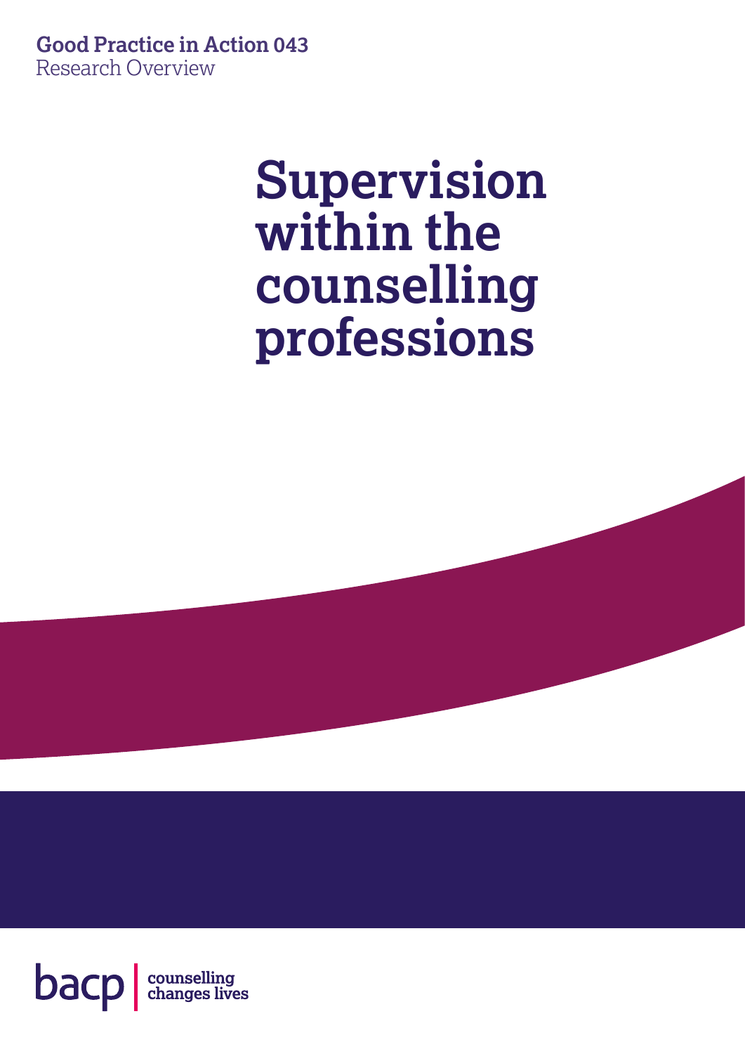**Good Practice in Action 043**
Research Overview

# Supervision within the counselling professions

bacp | counselling changes lives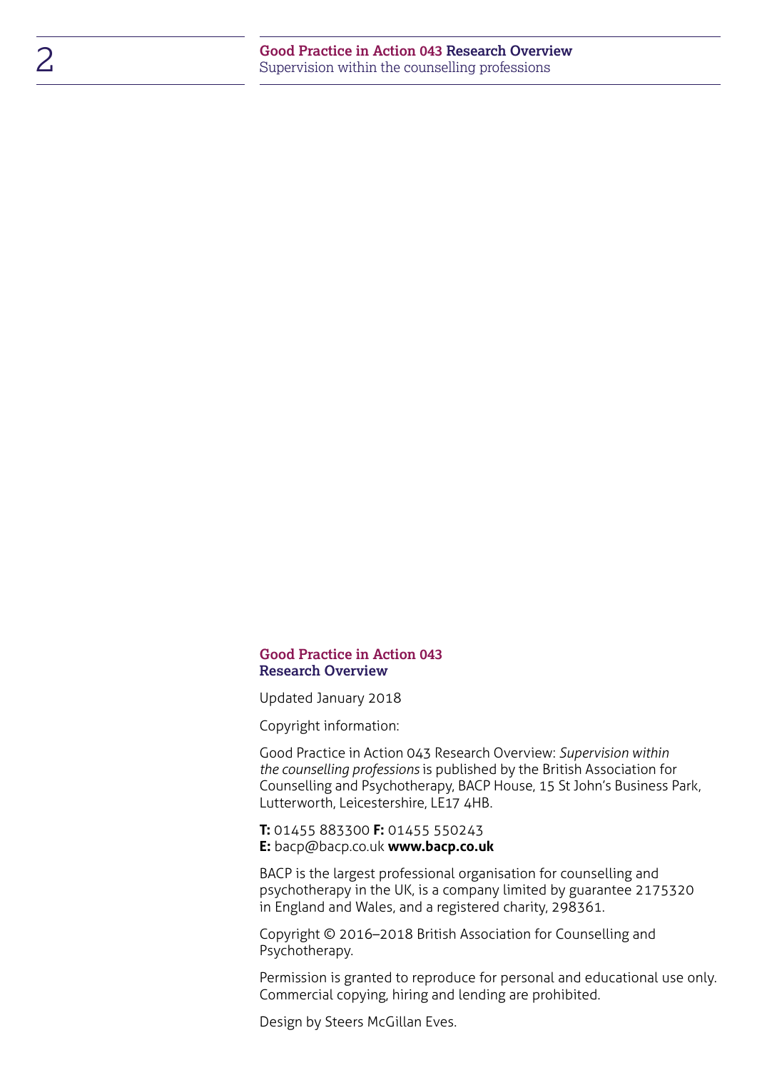**Good Practice in Action 043**
**Research Overview**

Updated January 2018

Copyright information:

Good Practice in Action 043 Research Overview: *Supervision within the counselling professions* is published by the British Association for Counselling and Psychotherapy, BACP House, 15 St John's Business Park, Lutterworth, Leicestershire, LE17 4HB.

**T:** 01455 883300 **F:** 01455 550243
**E:** bacp@bacp.co.uk **www.bacp.co.uk**

BACP is the largest professional organisation for counselling and psychotherapy in the UK, is a company limited by guarantee 2175320 in England and Wales, and a registered charity, 298361.

Copyright © 2016–2018 British Association for Counselling and Psychotherapy.

Permission is granted to reproduce for personal and educational use only. Commercial copying, hiring and lending are prohibited.

Design by Steers McGillan Eves.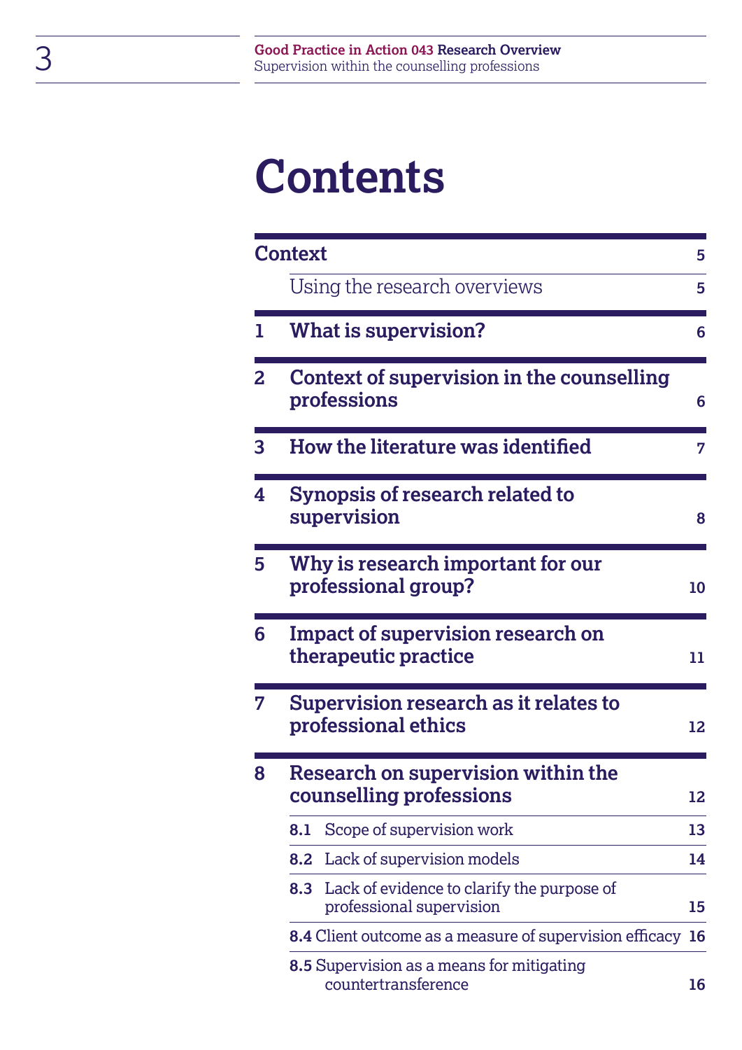# Contents

| | | |
|---|---|---|
| **Context** | | **5** |
| | Using the research overviews | **5** |
| **1** | **What is supervision?** | **6** |
| **2** | **Context of supervision in the counselling professions** | **6** |
| **3** | **How the literature was identified** | **7** |
| **4** | **Synopsis of research related to supervision** | **8** |
| **5** | **Why is research important for our professional group?** | **10** |
| **6** | **Impact of supervision research on therapeutic practice** | **11** |
| **7** | **Supervision research as it relates to professional ethics** | **12** |
| **8** | **Research on supervision within the counselling professions** | **12** |
| | **8.1** Scope of supervision work | **13** |
| | **8.2** Lack of supervision models | **14** |
| | **8.3** Lack of evidence to clarify the purpose of professional supervision | **15** |
| | **8.4** Client outcome as a measure of supervision efficacy | **16** |
| | **8.5** Supervision as a means for mitigating countertransference | **16** |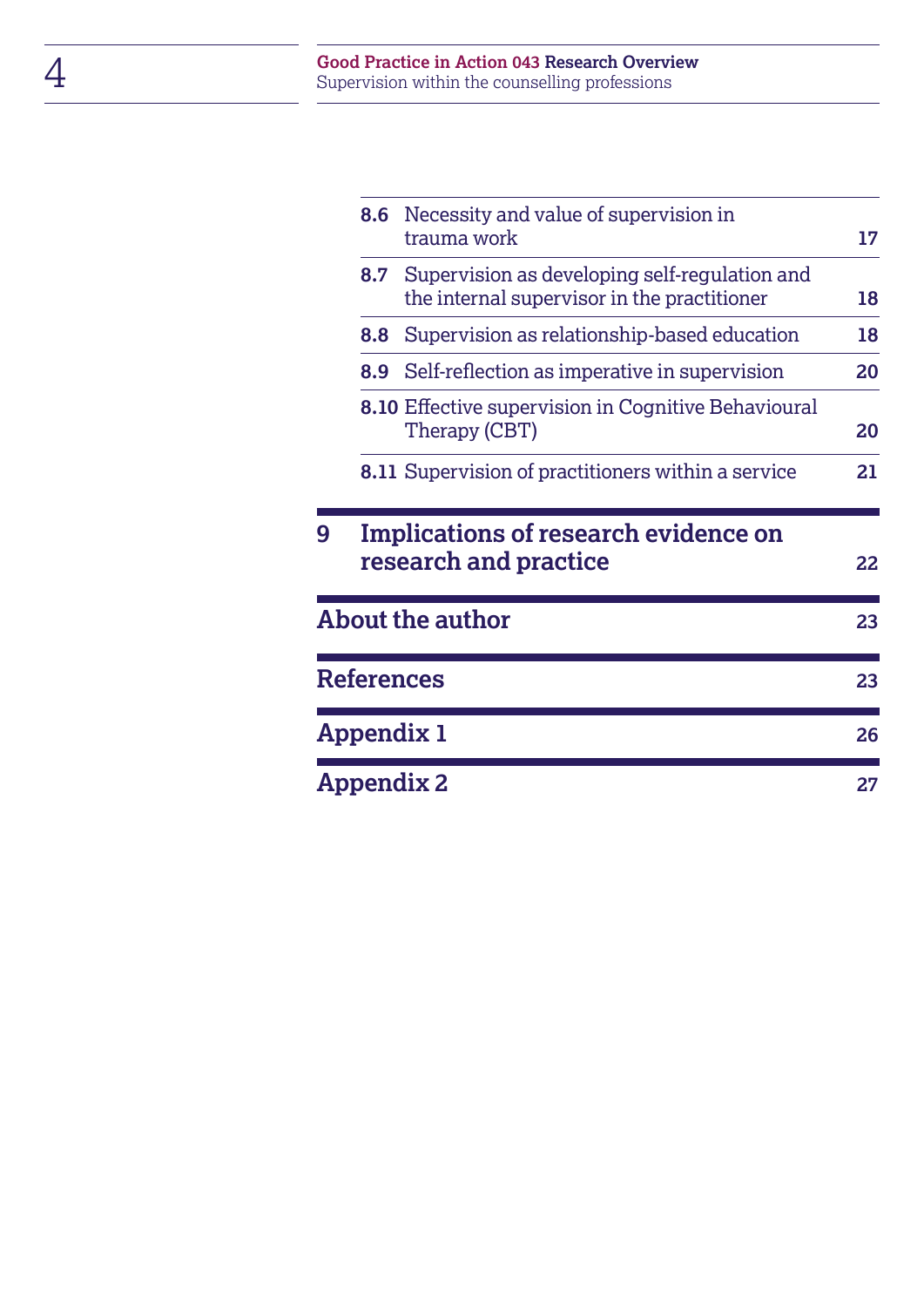| | | |
|---|---|---|
| **8.6** | Necessity and value of supervision in trauma work | **17** |
| **8.7** | Supervision as developing self-regulation and the internal supervisor in the practitioner | **18** |
| **8.8** | Supervision as relationship-based education | **18** |
| **8.9** | Self-reflection as imperative in supervision | **20** |
| **8.10** | Effective supervision in Cognitive Behavioural Therapy (CBT) | **20** |
| **8.11** | Supervision of practitioners within a service | **21** |

**9 Implications of research evidence on research and practice** **22**

**About the author** **23**

**References** **23**

**Appendix 1** **26**

**Appendix 2** **27**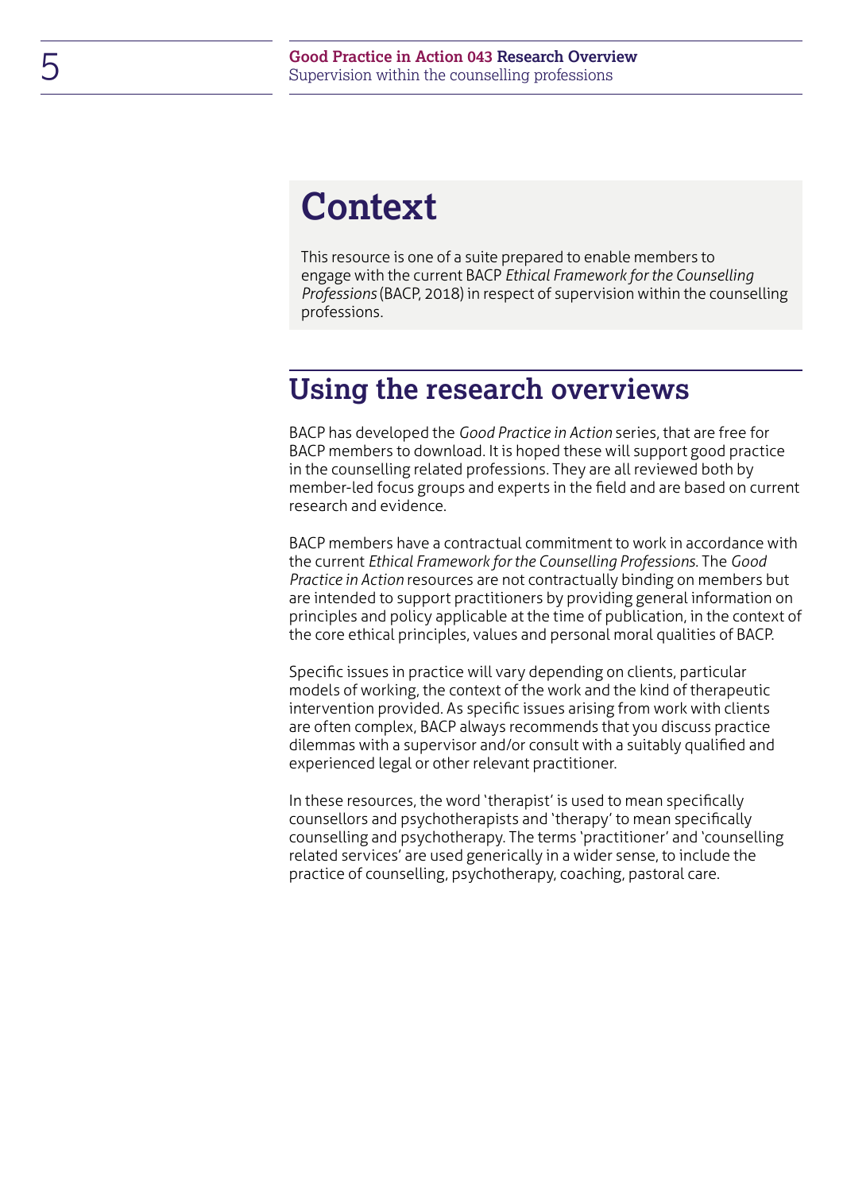# Context

This resource is one of a suite prepared to enable members to engage with the current BACP *Ethical Framework for the Counselling Professions* (BACP, 2018) in respect of supervision within the counselling professions.

## Using the research overviews

BACP has developed the *Good Practice in Action* series, that are free for BACP members to download. It is hoped these will support good practice in the counselling related professions. They are all reviewed both by member-led focus groups and experts in the field and are based on current research and evidence.

BACP members have a contractual commitment to work in accordance with the current *Ethical Framework for the Counselling Professions*. The *Good Practice in Action* resources are not contractually binding on members but are intended to support practitioners by providing general information on principles and policy applicable at the time of publication, in the context of the core ethical principles, values and personal moral qualities of BACP.

Specific issues in practice will vary depending on clients, particular models of working, the context of the work and the kind of therapeutic intervention provided. As specific issues arising from work with clients are often complex, BACP always recommends that you discuss practice dilemmas with a supervisor and/or consult with a suitably qualified and experienced legal or other relevant practitioner.

In these resources, the word 'therapist' is used to mean specifically counsellors and psychotherapists and 'therapy' to mean specifically counselling and psychotherapy. The terms 'practitioner' and 'counselling related services' are used generically in a wider sense, to include the practice of counselling, psychotherapy, coaching, pastoral care.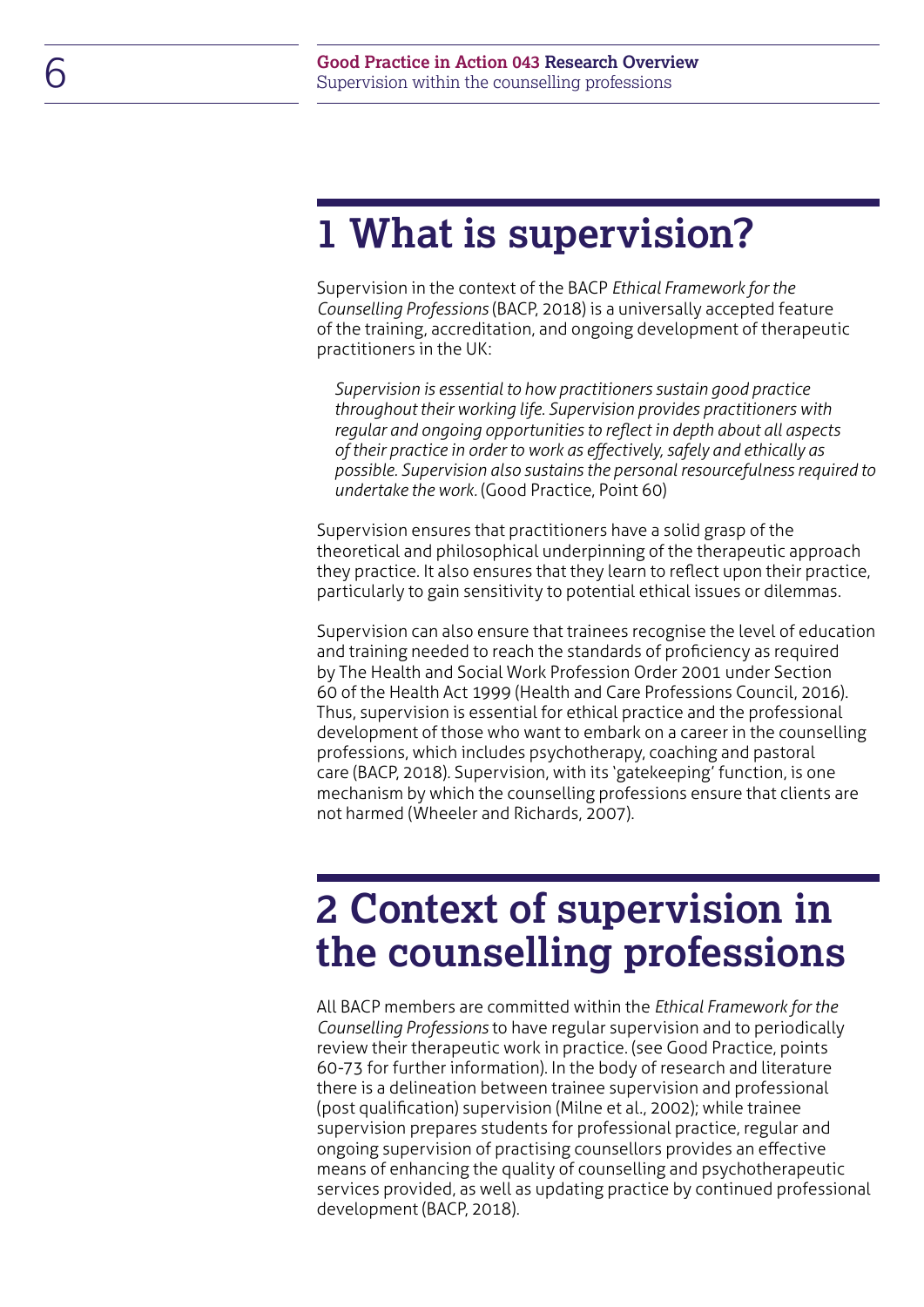# 1 What is supervision?

Supervision in the context of the BACP *Ethical Framework for the Counselling Professions* (BACP, 2018) is a universally accepted feature of the training, accreditation, and ongoing development of therapeutic practitioners in the UK:

> *Supervision is essential to how practitioners sustain good practice throughout their working life. Supervision provides practitioners with regular and ongoing opportunities to reflect in depth about all aspects of their practice in order to work as effectively, safely and ethically as possible. Supervision also sustains the personal resourcefulness required to undertake the work*. (Good Practice, Point 60)

Supervision ensures that practitioners have a solid grasp of the theoretical and philosophical underpinning of the therapeutic approach they practice. It also ensures that they learn to reflect upon their practice, particularly to gain sensitivity to potential ethical issues or dilemmas.

Supervision can also ensure that trainees recognise the level of education and training needed to reach the standards of proficiency as required by The Health and Social Work Profession Order 2001 under Section 60 of the Health Act 1999 (Health and Care Professions Council, 2016). Thus, supervision is essential for ethical practice and the professional development of those who want to embark on a career in the counselling professions, which includes psychotherapy, coaching and pastoral care (BACP, 2018). Supervision, with its 'gatekeeping' function, is one mechanism by which the counselling professions ensure that clients are not harmed (Wheeler and Richards, 2007).

# 2 Context of supervision in the counselling professions

All BACP members are committed within the *Ethical Framework for the Counselling Professions* to have regular supervision and to periodically review their therapeutic work in practice. (see Good Practice, points 60-73 for further information). In the body of research and literature there is a delineation between trainee supervision and professional (post qualification) supervision (Milne et al., 2002); while trainee supervision prepares students for professional practice, regular and ongoing supervision of practising counsellors provides an effective means of enhancing the quality of counselling and psychotherapeutic services provided, as well as updating practice by continued professional development (BACP, 2018).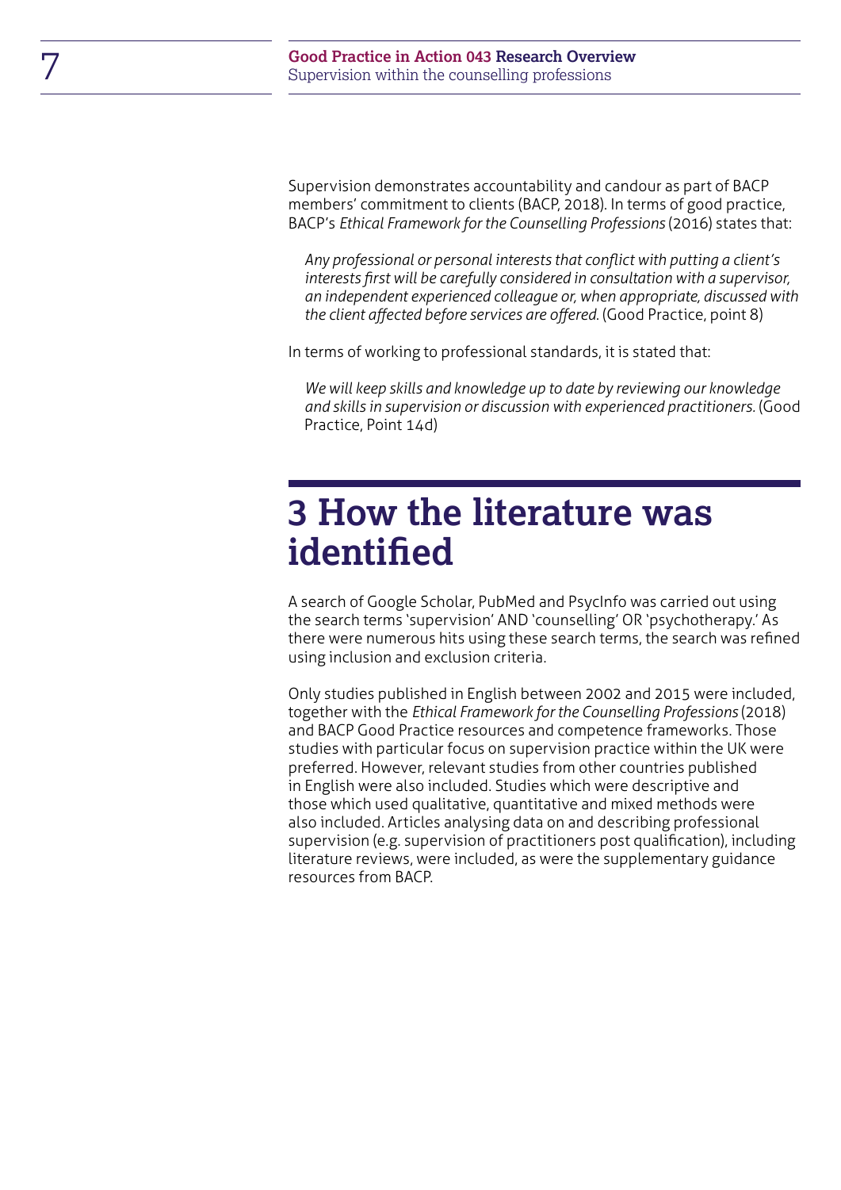Supervision demonstrates accountability and candour as part of BACP members' commitment to clients (BACP, 2018). In terms of good practice, BACP's *Ethical Framework for the Counselling Professions* (2016) states that:

> *Any professional or personal interests that conflict with putting a client's interests first will be carefully considered in consultation with a supervisor, an independent experienced colleague or, when appropriate, discussed with the client affected before services are offered.* (Good Practice, point 8)

In terms of working to professional standards, it is stated that:

> *We will keep skills and knowledge up to date by reviewing our knowledge and skills in supervision or discussion with experienced practitioners.* (Good Practice, Point 14d)

# 3 How the literature was identified

A search of Google Scholar, PubMed and PsycInfo was carried out using the search terms 'supervision' AND 'counselling' OR 'psychotherapy.' As there were numerous hits using these search terms, the search was refined using inclusion and exclusion criteria.

Only studies published in English between 2002 and 2015 were included, together with the *Ethical Framework for the Counselling Professions* (2018) and BACP Good Practice resources and competence frameworks. Those studies with particular focus on supervision practice within the UK were preferred. However, relevant studies from other countries published in English were also included. Studies which were descriptive and those which used qualitative, quantitative and mixed methods were also included. Articles analysing data on and describing professional supervision (e.g. supervision of practitioners post qualification), including literature reviews, were included, as were the supplementary guidance resources from BACP.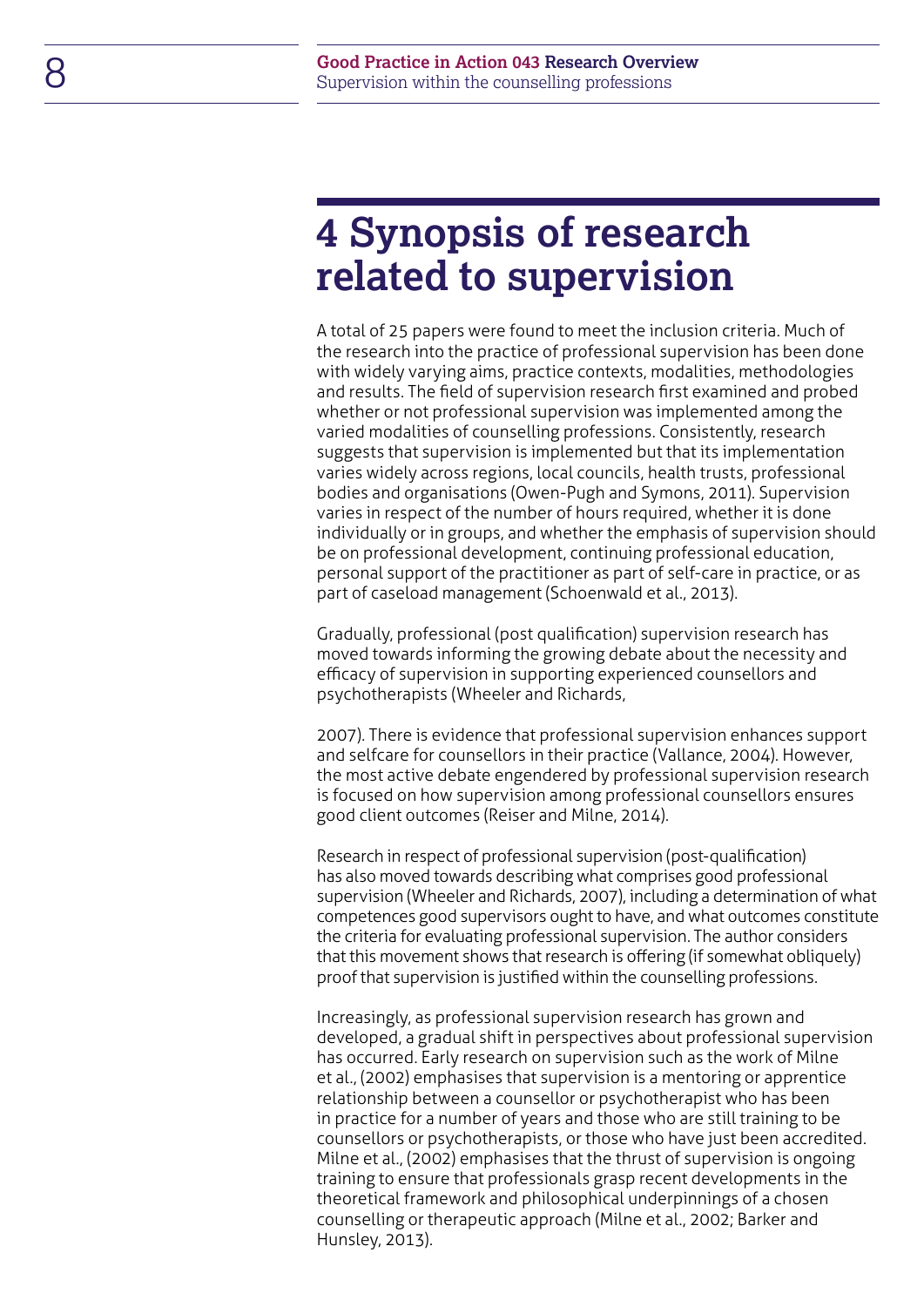# 4 Synopsis of research related to supervision

A total of 25 papers were found to meet the inclusion criteria. Much of the research into the practice of professional supervision has been done with widely varying aims, practice contexts, modalities, methodologies and results. The field of supervision research first examined and probed whether or not professional supervision was implemented among the varied modalities of counselling professions. Consistently, research suggests that supervision is implemented but that its implementation varies widely across regions, local councils, health trusts, professional bodies and organisations (Owen-Pugh and Symons, 2011). Supervision varies in respect of the number of hours required, whether it is done individually or in groups, and whether the emphasis of supervision should be on professional development, continuing professional education, personal support of the practitioner as part of self-care in practice, or as part of caseload management (Schoenwald et al., 2013).

Gradually, professional (post qualification) supervision research has moved towards informing the growing debate about the necessity and efficacy of supervision in supporting experienced counsellors and psychotherapists (Wheeler and Richards, 2007). There is evidence that professional supervision enhances support and selfcare for counsellors in their practice (Vallance, 2004). However, the most active debate engendered by professional supervision research is focused on how supervision among professional counsellors ensures good client outcomes (Reiser and Milne, 2014).

Research in respect of professional supervision (post-qualification) has also moved towards describing what comprises good professional supervision (Wheeler and Richards, 2007), including a determination of what competences good supervisors ought to have, and what outcomes constitute the criteria for evaluating professional supervision. The author considers that this movement shows that research is offering (if somewhat obliquely) proof that supervision is justified within the counselling professions.

Increasingly, as professional supervision research has grown and developed, a gradual shift in perspectives about professional supervision has occurred. Early research on supervision such as the work of Milne et al., (2002) emphasises that supervision is a mentoring or apprentice relationship between a counsellor or psychotherapist who has been in practice for a number of years and those who are still training to be counsellors or psychotherapists, or those who have just been accredited. Milne et al., (2002) emphasises that the thrust of supervision is ongoing training to ensure that professionals grasp recent developments in the theoretical framework and philosophical underpinnings of a chosen counselling or therapeutic approach (Milne et al., 2002; Barker and Hunsley, 2013).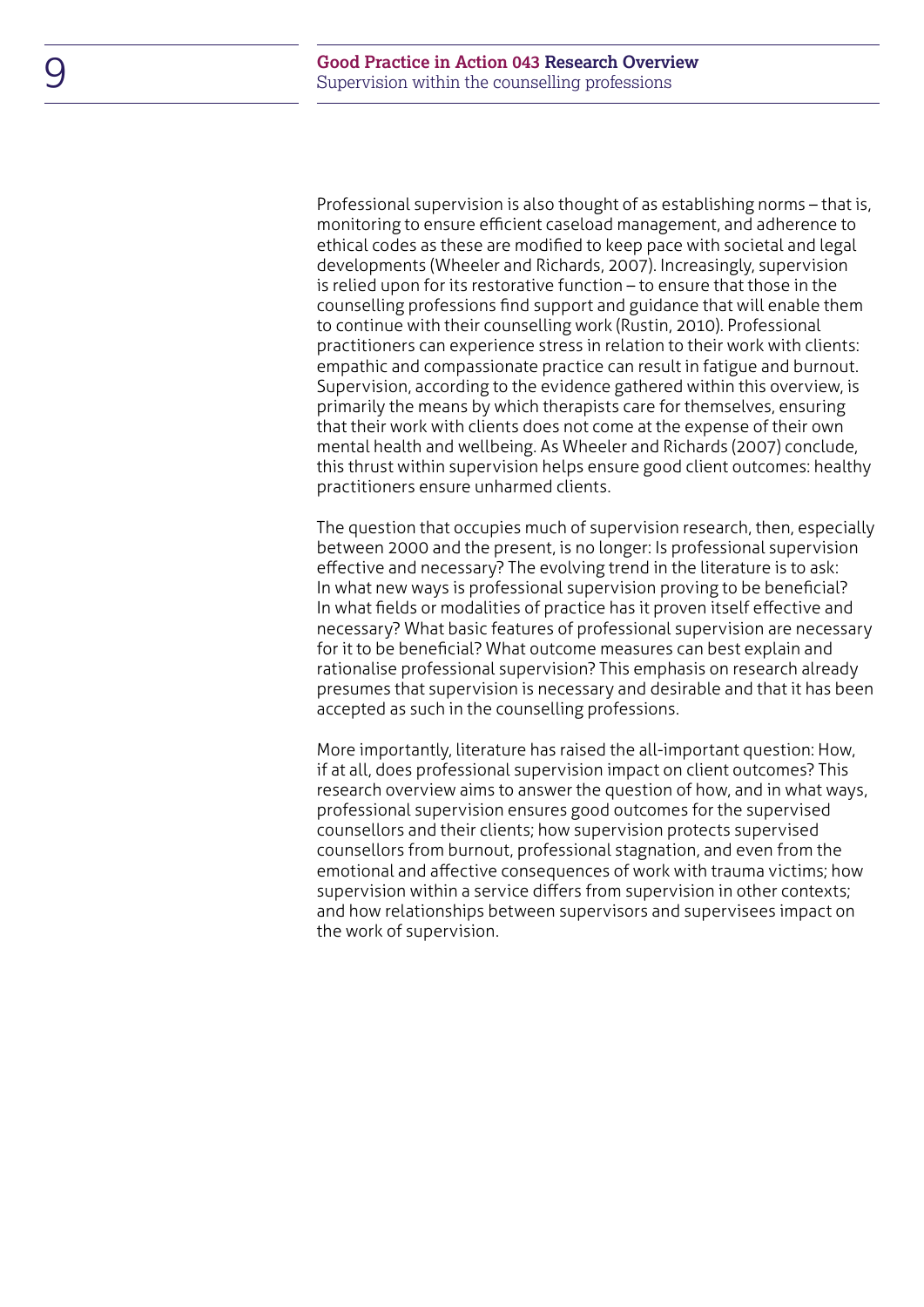Professional supervision is also thought of as establishing norms – that is, monitoring to ensure efficient caseload management, and adherence to ethical codes as these are modified to keep pace with societal and legal developments (Wheeler and Richards, 2007). Increasingly, supervision is relied upon for its restorative function – to ensure that those in the counselling professions find support and guidance that will enable them to continue with their counselling work (Rustin, 2010). Professional practitioners can experience stress in relation to their work with clients: empathic and compassionate practice can result in fatigue and burnout. Supervision, according to the evidence gathered within this overview, is primarily the means by which therapists care for themselves, ensuring that their work with clients does not come at the expense of their own mental health and wellbeing. As Wheeler and Richards (2007) conclude, this thrust within supervision helps ensure good client outcomes: healthy practitioners ensure unharmed clients.

The question that occupies much of supervision research, then, especially between 2000 and the present, is no longer: Is professional supervision effective and necessary? The evolving trend in the literature is to ask: In what new ways is professional supervision proving to be beneficial? In what fields or modalities of practice has it proven itself effective and necessary? What basic features of professional supervision are necessary for it to be beneficial? What outcome measures can best explain and rationalise professional supervision? This emphasis on research already presumes that supervision is necessary and desirable and that it has been accepted as such in the counselling professions.

More importantly, literature has raised the all-important question: How, if at all, does professional supervision impact on client outcomes? This research overview aims to answer the question of how, and in what ways, professional supervision ensures good outcomes for the supervised counsellors and their clients; how supervision protects supervised counsellors from burnout, professional stagnation, and even from the emotional and affective consequences of work with trauma victims; how supervision within a service differs from supervision in other contexts; and how relationships between supervisors and supervisees impact on the work of supervision.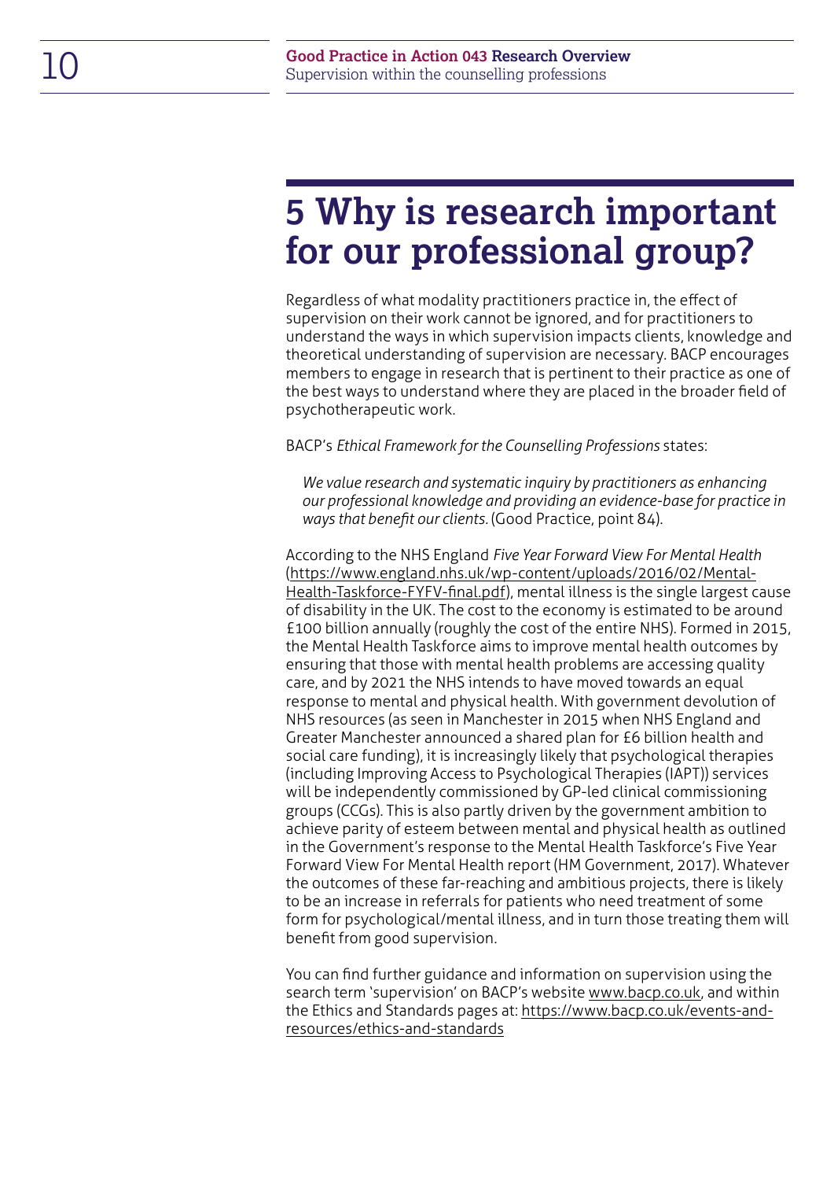# 5 Why is research important for our professional group?

Regardless of what modality practitioners practice in, the effect of supervision on their work cannot be ignored, and for practitioners to understand the ways in which supervision impacts clients, knowledge and theoretical understanding of supervision are necessary. BACP encourages members to engage in research that is pertinent to their practice as one of the best ways to understand where they are placed in the broader field of psychotherapeutic work.

BACP's *Ethical Framework for the Counselling Professions* states:

> *We value research and systematic inquiry by practitioners as enhancing our professional knowledge and providing an evidence-base for practice in ways that benefit our clients.* (Good Practice, point 84).

According to the NHS England *Five Year Forward View For Mental Health* (https://www.england.nhs.uk/wp-content/uploads/2016/02/Mental-Health-Taskforce-FYFV-final.pdf), mental illness is the single largest cause of disability in the UK. The cost to the economy is estimated to be around £100 billion annually (roughly the cost of the entire NHS). Formed in 2015, the Mental Health Taskforce aims to improve mental health outcomes by ensuring that those with mental health problems are accessing quality care, and by 2021 the NHS intends to have moved towards an equal response to mental and physical health. With government devolution of NHS resources (as seen in Manchester in 2015 when NHS England and Greater Manchester announced a shared plan for £6 billion health and social care funding), it is increasingly likely that psychological therapies (including Improving Access to Psychological Therapies (IAPT)) services will be independently commissioned by GP-led clinical commissioning groups (CCGs). This is also partly driven by the government ambition to achieve parity of esteem between mental and physical health as outlined in the Government's response to the Mental Health Taskforce's Five Year Forward View For Mental Health report (HM Government, 2017). Whatever the outcomes of these far-reaching and ambitious projects, there is likely to be an increase in referrals for patients who need treatment of some form for psychological/mental illness, and in turn those treating them will benefit from good supervision.

You can find further guidance and information on supervision using the search term 'supervision' on BACP's website www.bacp.co.uk, and within the Ethics and Standards pages at: https://www.bacp.co.uk/events-and-resources/ethics-and-standards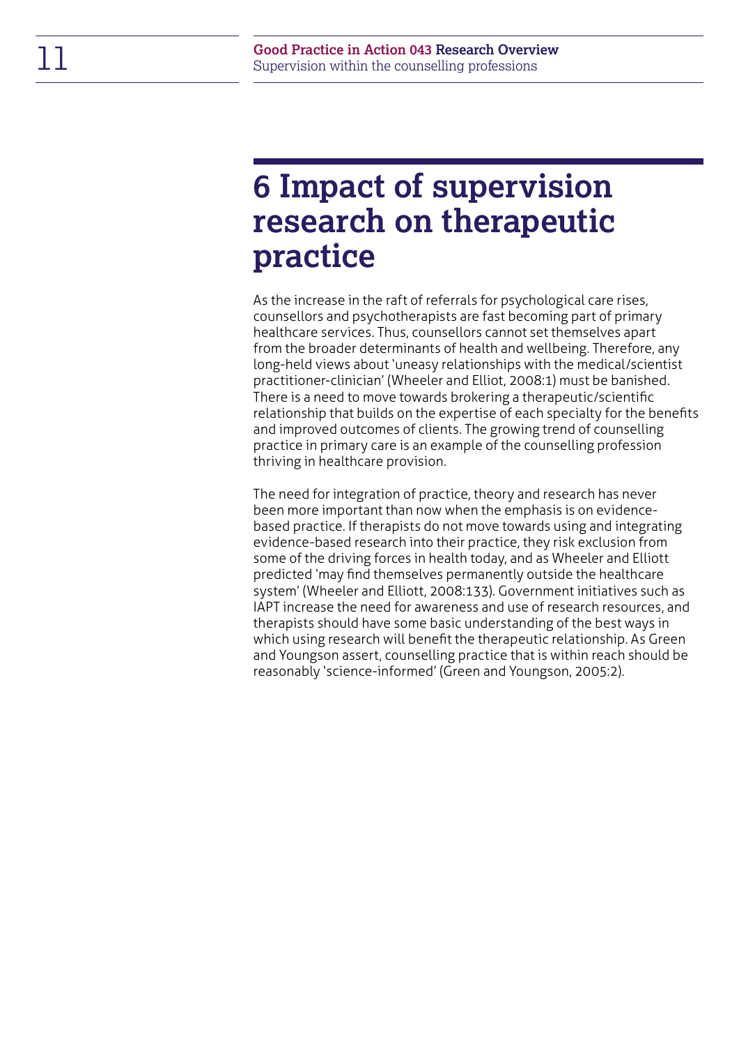# 6 Impact of supervision research on therapeutic practice

As the increase in the raft of referrals for psychological care rises, counsellors and psychotherapists are fast becoming part of primary healthcare services. Thus, counsellors cannot set themselves apart from the broader determinants of health and wellbeing. Therefore, any long-held views about 'uneasy relationships with the medical/scientist practitioner-clinician' (Wheeler and Elliot, 2008:1) must be banished. There is a need to move towards brokering a therapeutic/scientific relationship that builds on the expertise of each specialty for the benefits and improved outcomes of clients. The growing trend of counselling practice in primary care is an example of the counselling profession thriving in healthcare provision.

The need for integration of practice, theory and research has never been more important than now when the emphasis is on evidence-based practice. If therapists do not move towards using and integrating evidence-based research into their practice, they risk exclusion from some of the driving forces in health today, and as Wheeler and Elliott predicted 'may find themselves permanently outside the healthcare system' (Wheeler and Elliott, 2008:133). Government initiatives such as IAPT increase the need for awareness and use of research resources, and therapists should have some basic understanding of the best ways in which using research will benefit the therapeutic relationship. As Green and Youngson assert, counselling practice that is within reach should be reasonably 'science-informed' (Green and Youngson, 2005:2).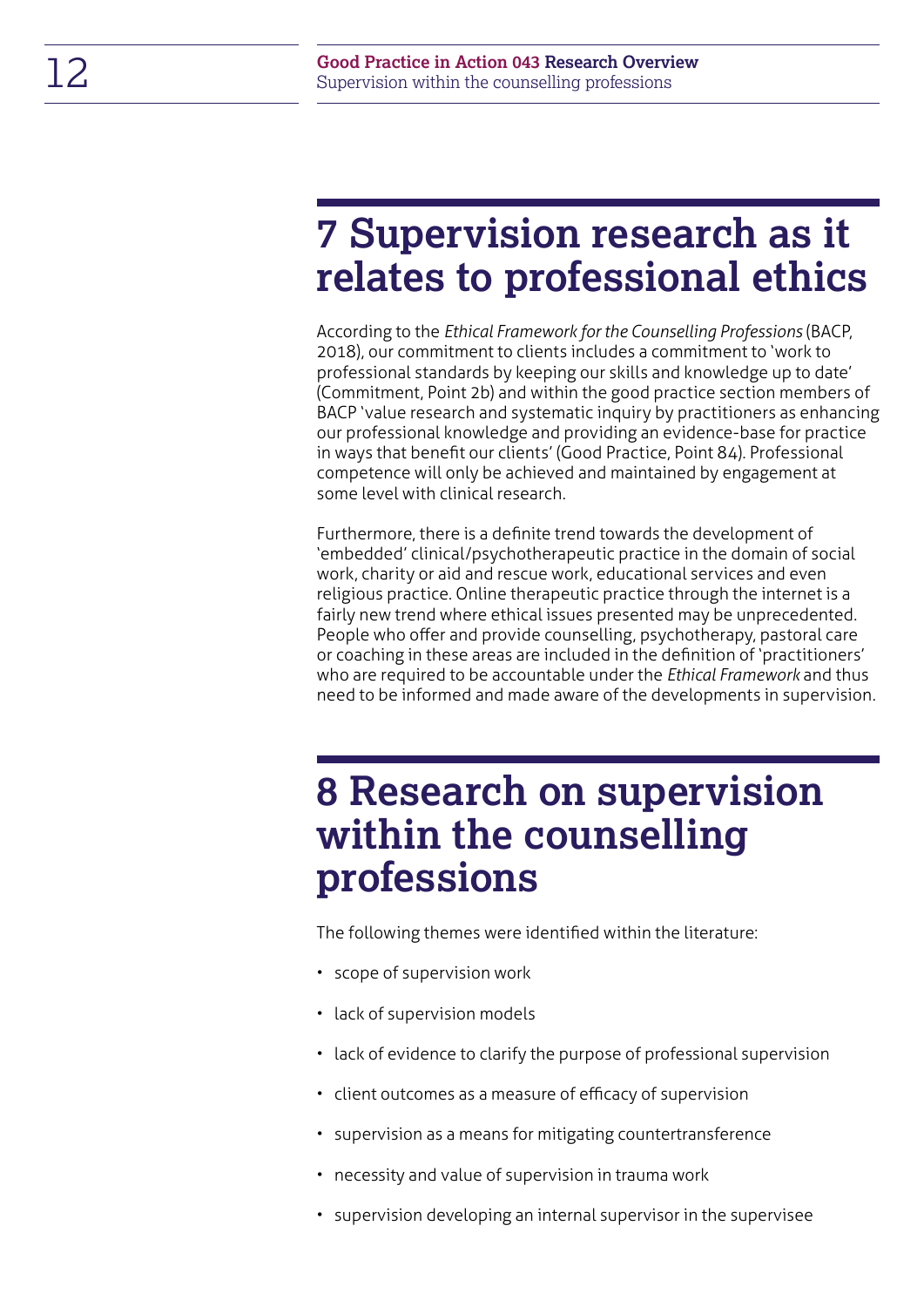## 7 Supervision research as it relates to professional ethics

According to the *Ethical Framework for the Counselling Professions* (BACP, 2018), our commitment to clients includes a commitment to 'work to professional standards by keeping our skills and knowledge up to date' (Commitment, Point 2b) and within the good practice section members of BACP 'value research and systematic inquiry by practitioners as enhancing our professional knowledge and providing an evidence-base for practice in ways that benefit our clients' (Good Practice, Point 84). Professional competence will only be achieved and maintained by engagement at some level with clinical research.

Furthermore, there is a definite trend towards the development of 'embedded' clinical/psychotherapeutic practice in the domain of social work, charity or aid and rescue work, educational services and even religious practice. Online therapeutic practice through the internet is a fairly new trend where ethical issues presented may be unprecedented. People who offer and provide counselling, psychotherapy, pastoral care or coaching in these areas are included in the definition of 'practitioners' who are required to be accountable under the *Ethical Framework* and thus need to be informed and made aware of the developments in supervision.

## 8 Research on supervision within the counselling professions

The following themes were identified within the literature:

- scope of supervision work
- lack of supervision models
- lack of evidence to clarify the purpose of professional supervision
- client outcomes as a measure of efficacy of supervision
- supervision as a means for mitigating countertransference
- necessity and value of supervision in trauma work
- supervision developing an internal supervisor in the supervisee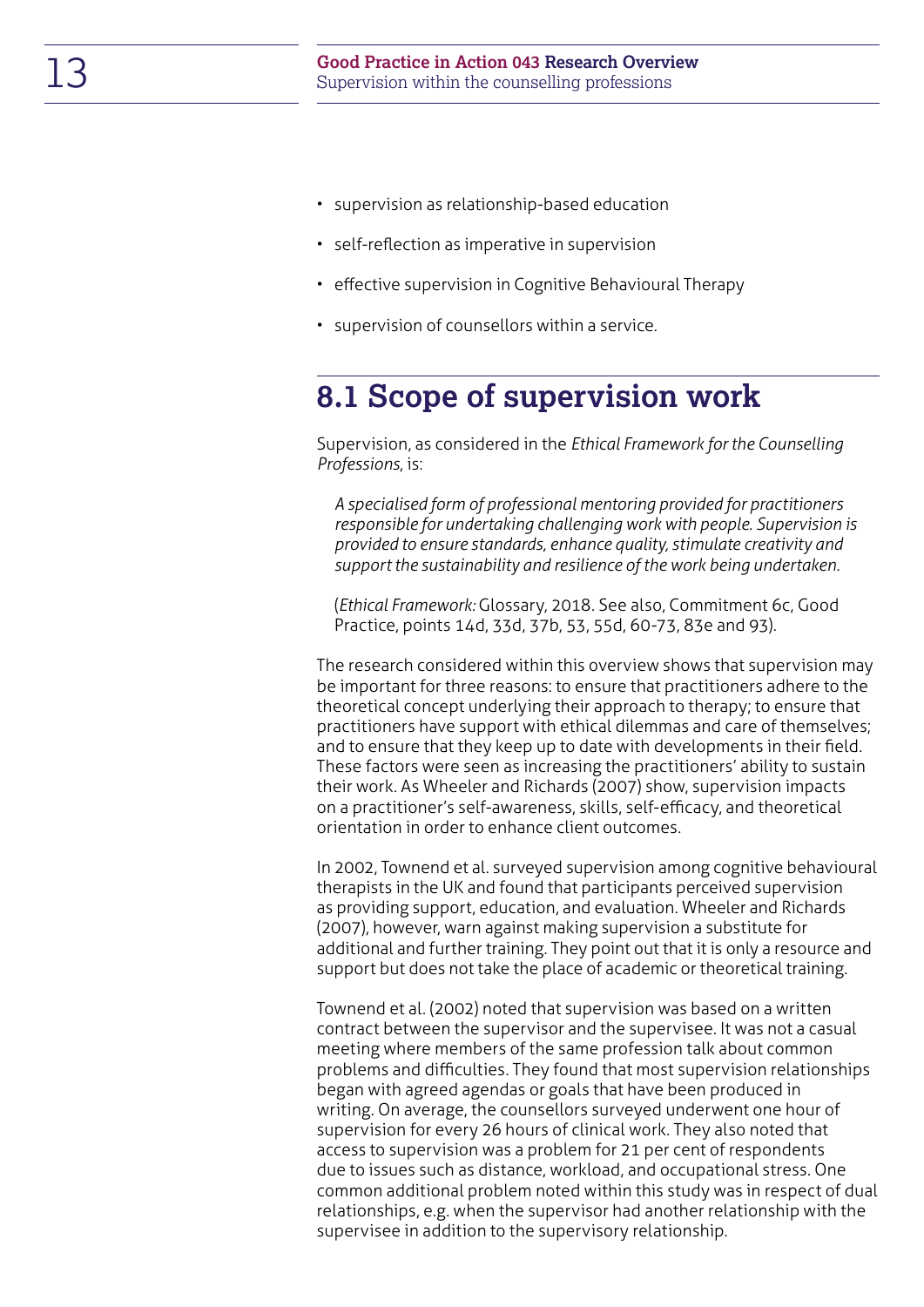- supervision as relationship-based education
- self-reflection as imperative in supervision
- effective supervision in Cognitive Behavioural Therapy
- supervision of counsellors within a service.

## 8.1 Scope of supervision work

Supervision, as considered in the *Ethical Framework for the Counselling Professions*, is:

> *A specialised form of professional mentoring provided for practitioners responsible for undertaking challenging work with people. Supervision is provided to ensure standards, enhance quality, stimulate creativity and support the sustainability and resilience of the work being undertaken.*
>
> (*Ethical Framework:* Glossary, 2018. See also, Commitment 6c, Good Practice, points 14d, 33d, 37b, 53, 55d, 60-73, 83e and 93).

The research considered within this overview shows that supervision may be important for three reasons: to ensure that practitioners adhere to the theoretical concept underlying their approach to therapy; to ensure that practitioners have support with ethical dilemmas and care of themselves; and to ensure that they keep up to date with developments in their field. These factors were seen as increasing the practitioners' ability to sustain their work. As Wheeler and Richards (2007) show, supervision impacts on a practitioner's self-awareness, skills, self-efficacy, and theoretical orientation in order to enhance client outcomes.

In 2002, Townend et al. surveyed supervision among cognitive behavioural therapists in the UK and found that participants perceived supervision as providing support, education, and evaluation. Wheeler and Richards (2007), however, warn against making supervision a substitute for additional and further training. They point out that it is only a resource and support but does not take the place of academic or theoretical training.

Townend et al. (2002) noted that supervision was based on a written contract between the supervisor and the supervisee. It was not a casual meeting where members of the same profession talk about common problems and difficulties. They found that most supervision relationships began with agreed agendas or goals that have been produced in writing. On average, the counsellors surveyed underwent one hour of supervision for every 26 hours of clinical work. They also noted that access to supervision was a problem for 21 per cent of respondents due to issues such as distance, workload, and occupational stress. One common additional problem noted within this study was in respect of dual relationships, e.g. when the supervisor had another relationship with the supervisee in addition to the supervisory relationship.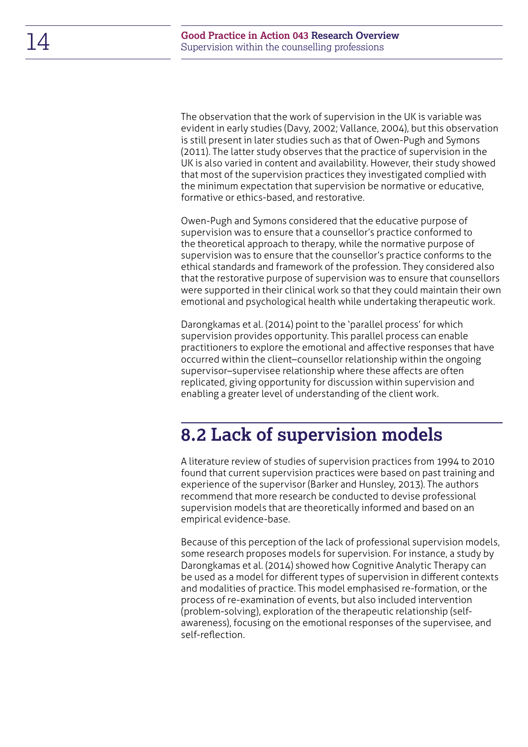The observation that the work of supervision in the UK is variable was evident in early studies (Davy, 2002; Vallance, 2004), but this observation is still present in later studies such as that of Owen-Pugh and Symons (2011). The latter study observes that the practice of supervision in the UK is also varied in content and availability. However, their study showed that most of the supervision practices they investigated complied with the minimum expectation that supervision be normative or educative, formative or ethics-based, and restorative.

Owen-Pugh and Symons considered that the educative purpose of supervision was to ensure that a counsellor's practice conformed to the theoretical approach to therapy, while the normative purpose of supervision was to ensure that the counsellor's practice conforms to the ethical standards and framework of the profession. They considered also that the restorative purpose of supervision was to ensure that counsellors were supported in their clinical work so that they could maintain their own emotional and psychological health while undertaking therapeutic work.

Darongkamas et al. (2014) point to the 'parallel process' for which supervision provides opportunity. This parallel process can enable practitioners to explore the emotional and affective responses that have occurred within the client–counsellor relationship within the ongoing supervisor–supervisee relationship where these affects are often replicated, giving opportunity for discussion within supervision and enabling a greater level of understanding of the client work.

## 8.2 Lack of supervision models

A literature review of studies of supervision practices from 1994 to 2010 found that current supervision practices were based on past training and experience of the supervisor (Barker and Hunsley, 2013). The authors recommend that more research be conducted to devise professional supervision models that are theoretically informed and based on an empirical evidence-base.

Because of this perception of the lack of professional supervision models, some research proposes models for supervision. For instance, a study by Darongkamas et al. (2014) showed how Cognitive Analytic Therapy can be used as a model for different types of supervision in different contexts and modalities of practice. This model emphasised re-formation, or the process of re-examination of events, but also included intervention (problem-solving), exploration of the therapeutic relationship (self-awareness), focusing on the emotional responses of the supervisee, and self-reflection.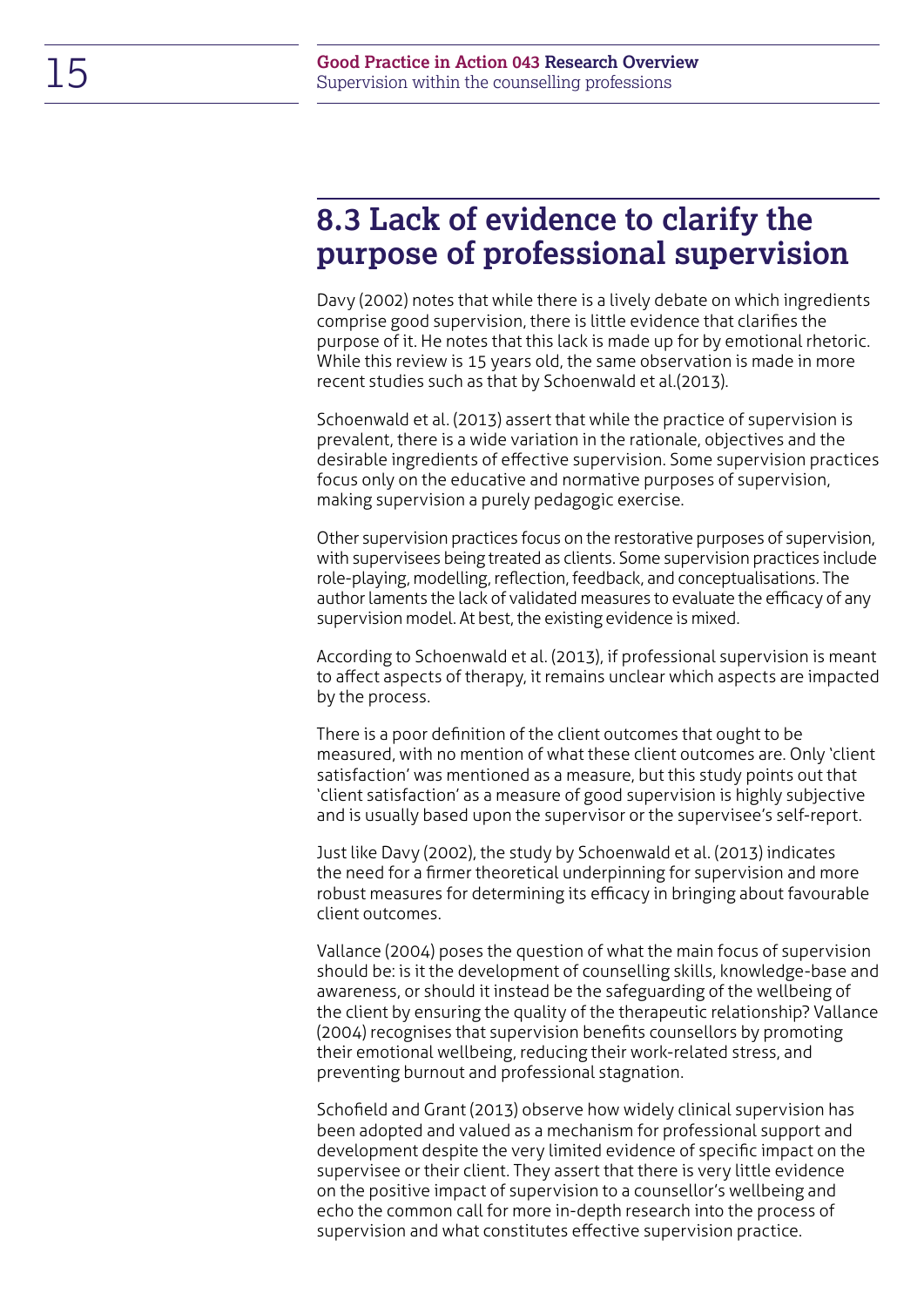## 8.3 Lack of evidence to clarify the purpose of professional supervision

Davy (2002) notes that while there is a lively debate on which ingredients comprise good supervision, there is little evidence that clarifies the purpose of it. He notes that this lack is made up for by emotional rhetoric. While this review is 15 years old, the same observation is made in more recent studies such as that by Schoenwald et al.(2013).

Schoenwald et al. (2013) assert that while the practice of supervision is prevalent, there is a wide variation in the rationale, objectives and the desirable ingredients of effective supervision. Some supervision practices focus only on the educative and normative purposes of supervision, making supervision a purely pedagogic exercise.

Other supervision practices focus on the restorative purposes of supervision, with supervisees being treated as clients. Some supervision practices include role-playing, modelling, reflection, feedback, and conceptualisations. The author laments the lack of validated measures to evaluate the efficacy of any supervision model. At best, the existing evidence is mixed.

According to Schoenwald et al. (2013), if professional supervision is meant to affect aspects of therapy, it remains unclear which aspects are impacted by the process.

There is a poor definition of the client outcomes that ought to be measured, with no mention of what these client outcomes are. Only 'client satisfaction' was mentioned as a measure, but this study points out that 'client satisfaction' as a measure of good supervision is highly subjective and is usually based upon the supervisor or the supervisee's self-report.

Just like Davy (2002), the study by Schoenwald et al. (2013) indicates the need for a firmer theoretical underpinning for supervision and more robust measures for determining its efficacy in bringing about favourable client outcomes.

Vallance (2004) poses the question of what the main focus of supervision should be: is it the development of counselling skills, knowledge-base and awareness, or should it instead be the safeguarding of the wellbeing of the client by ensuring the quality of the therapeutic relationship? Vallance (2004) recognises that supervision benefits counsellors by promoting their emotional wellbeing, reducing their work-related stress, and preventing burnout and professional stagnation.

Schofield and Grant (2013) observe how widely clinical supervision has been adopted and valued as a mechanism for professional support and development despite the very limited evidence of specific impact on the supervisee or their client. They assert that there is very little evidence on the positive impact of supervision to a counsellor's wellbeing and echo the common call for more in-depth research into the process of supervision and what constitutes effective supervision practice.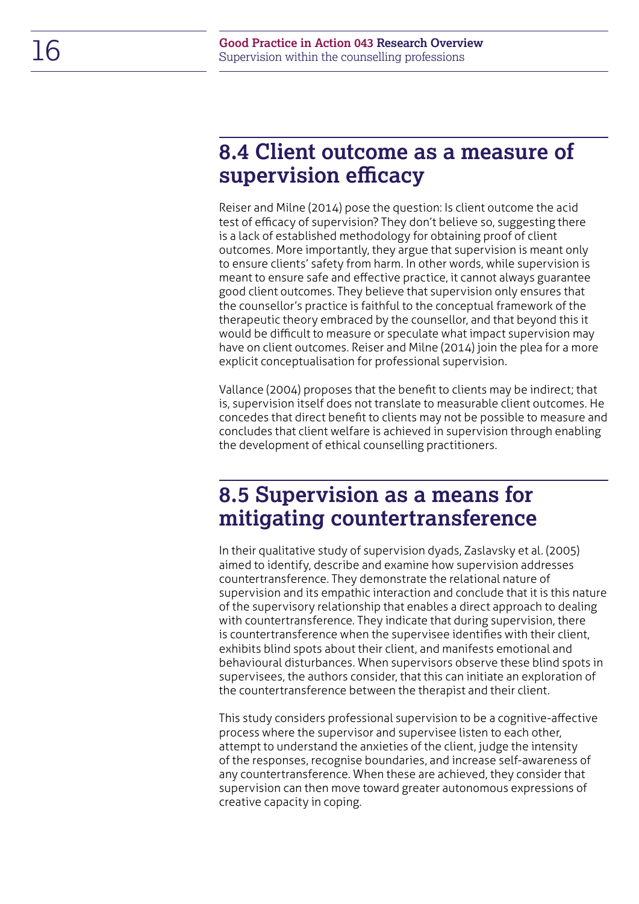## 8.4 Client outcome as a measure of supervision efficacy

Reiser and Milne (2014) pose the question: Is client outcome the acid test of efficacy of supervision? They don't believe so, suggesting there is a lack of established methodology for obtaining proof of client outcomes. More importantly, they argue that supervision is meant only to ensure clients' safety from harm. In other words, while supervision is meant to ensure safe and effective practice, it cannot always guarantee good client outcomes. They believe that supervision only ensures that the counsellor's practice is faithful to the conceptual framework of the therapeutic theory embraced by the counsellor, and that beyond this it would be difficult to measure or speculate what impact supervision may have on client outcomes. Reiser and Milne (2014) join the plea for a more explicit conceptualisation for professional supervision.

Vallance (2004) proposes that the benefit to clients may be indirect; that is, supervision itself does not translate to measurable client outcomes. He concedes that direct benefit to clients may not be possible to measure and concludes that client welfare is achieved in supervision through enabling the development of ethical counselling practitioners.

## 8.5 Supervision as a means for mitigating countertransference

In their qualitative study of supervision dyads, Zaslavsky et al. (2005) aimed to identify, describe and examine how supervision addresses countertransference. They demonstrate the relational nature of supervision and its empathic interaction and conclude that it is this nature of the supervisory relationship that enables a direct approach to dealing with countertransference. They indicate that during supervision, there is countertransference when the supervisee identifies with their client, exhibits blind spots about their client, and manifests emotional and behavioural disturbances. When supervisors observe these blind spots in supervisees, the authors consider, that this can initiate an exploration of the countertransference between the therapist and their client.

This study considers professional supervision to be a cognitive-affective process where the supervisor and supervisee listen to each other, attempt to understand the anxieties of the client, judge the intensity of the responses, recognise boundaries, and increase self-awareness of any countertransference. When these are achieved, they consider that supervision can then move toward greater autonomous expressions of creative capacity in coping.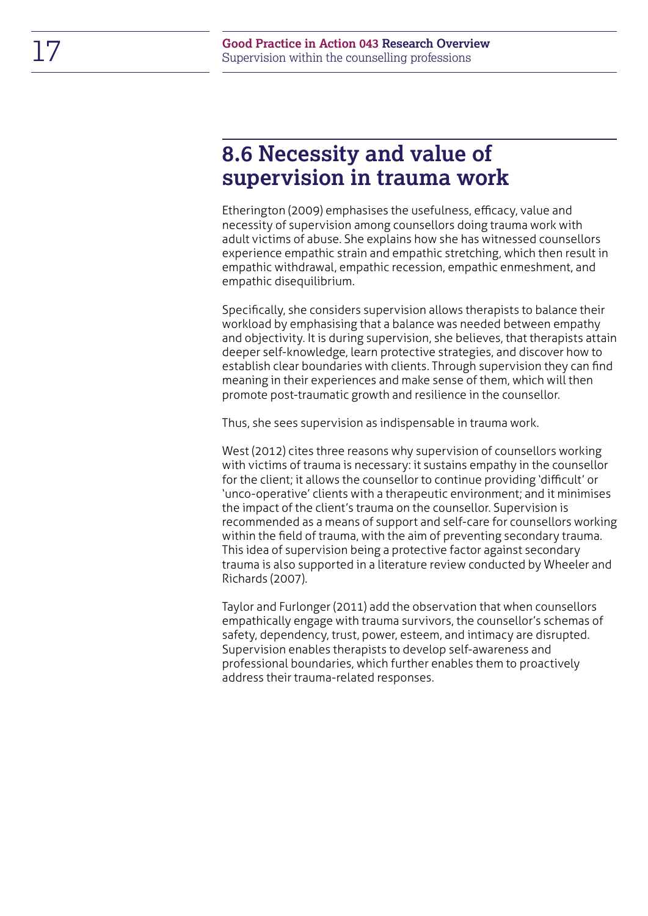## 8.6 Necessity and value of supervision in trauma work

Etherington (2009) emphasises the usefulness, efficacy, value and necessity of supervision among counsellors doing trauma work with adult victims of abuse. She explains how she has witnessed counsellors experience empathic strain and empathic stretching, which then result in empathic withdrawal, empathic recession, empathic enmeshment, and empathic disequilibrium.

Specifically, she considers supervision allows therapists to balance their workload by emphasising that a balance was needed between empathy and objectivity. It is during supervision, she believes, that therapists attain deeper self-knowledge, learn protective strategies, and discover how to establish clear boundaries with clients. Through supervision they can find meaning in their experiences and make sense of them, which will then promote post-traumatic growth and resilience in the counsellor.

Thus, she sees supervision as indispensable in trauma work.

West (2012) cites three reasons why supervision of counsellors working with victims of trauma is necessary: it sustains empathy in the counsellor for the client; it allows the counsellor to continue providing 'difficult' or 'unco-operative' clients with a therapeutic environment; and it minimises the impact of the client's trauma on the counsellor. Supervision is recommended as a means of support and self-care for counsellors working within the field of trauma, with the aim of preventing secondary trauma. This idea of supervision being a protective factor against secondary trauma is also supported in a literature review conducted by Wheeler and Richards (2007).

Taylor and Furlonger (2011) add the observation that when counsellors empathically engage with trauma survivors, the counsellor's schemas of safety, dependency, trust, power, esteem, and intimacy are disrupted. Supervision enables therapists to develop self-awareness and professional boundaries, which further enables them to proactively address their trauma-related responses.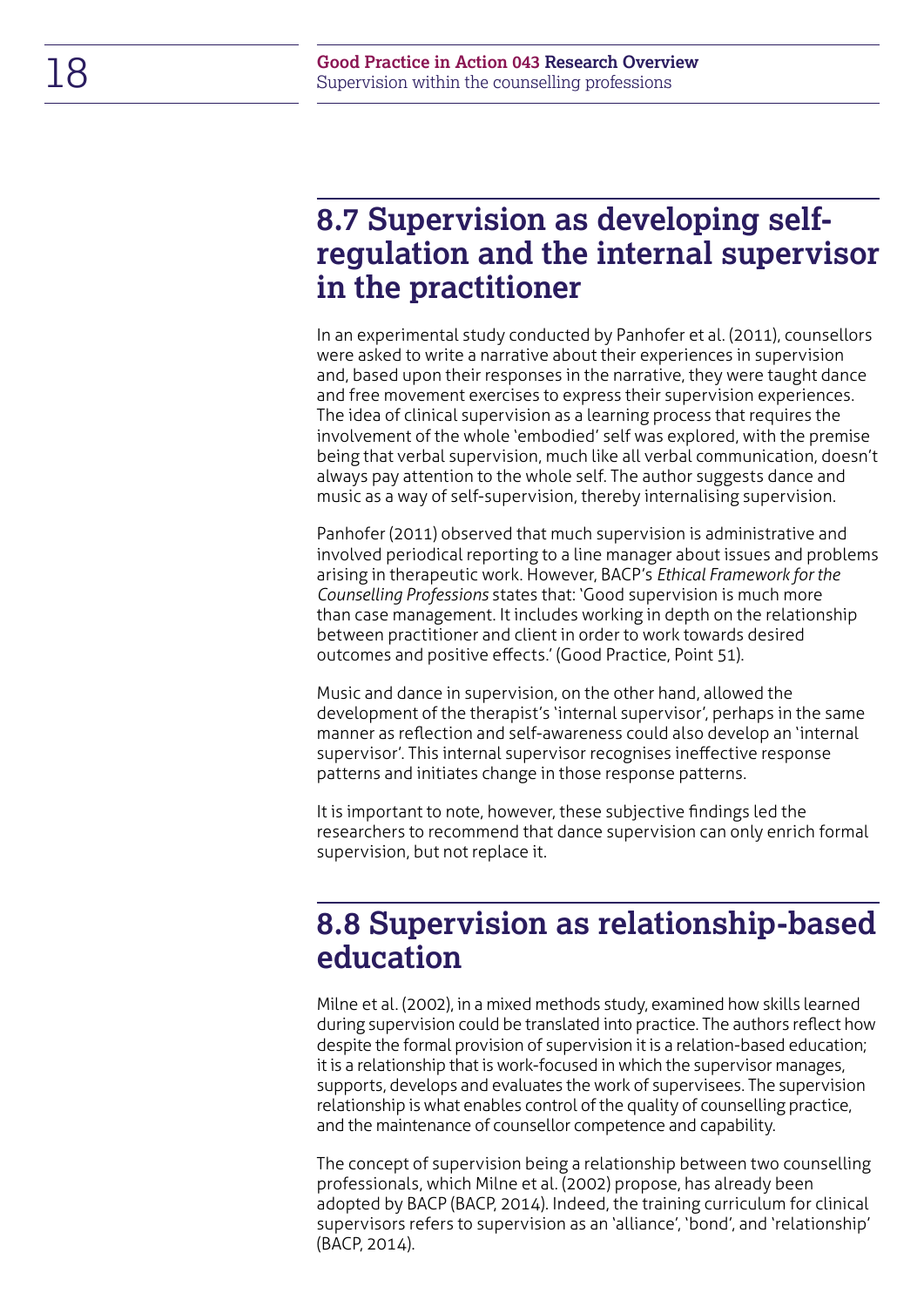## 8.7 Supervision as developing self-regulation and the internal supervisor in the practitioner

In an experimental study conducted by Panhofer et al. (2011), counsellors were asked to write a narrative about their experiences in supervision and, based upon their responses in the narrative, they were taught dance and free movement exercises to express their supervision experiences. The idea of clinical supervision as a learning process that requires the involvement of the whole 'embodied' self was explored, with the premise being that verbal supervision, much like all verbal communication, doesn't always pay attention to the whole self. The author suggests dance and music as a way of self-supervision, thereby internalising supervision.

Panhofer (2011) observed that much supervision is administrative and involved periodical reporting to a line manager about issues and problems arising in therapeutic work. However, BACP's *Ethical Framework for the Counselling Professions* states that: 'Good supervision is much more than case management. It includes working in depth on the relationship between practitioner and client in order to work towards desired outcomes and positive effects.' (Good Practice, Point 51).

Music and dance in supervision, on the other hand, allowed the development of the therapist's 'internal supervisor', perhaps in the same manner as reflection and self-awareness could also develop an 'internal supervisor'. This internal supervisor recognises ineffective response patterns and initiates change in those response patterns.

It is important to note, however, these subjective findings led the researchers to recommend that dance supervision can only enrich formal supervision, but not replace it.

## 8.8 Supervision as relationship-based education

Milne et al. (2002), in a mixed methods study, examined how skills learned during supervision could be translated into practice. The authors reflect how despite the formal provision of supervision it is a relation-based education; it is a relationship that is work-focused in which the supervisor manages, supports, develops and evaluates the work of supervisees. The supervision relationship is what enables control of the quality of counselling practice, and the maintenance of counsellor competence and capability.

The concept of supervision being a relationship between two counselling professionals, which Milne et al. (2002) propose, has already been adopted by BACP (BACP, 2014). Indeed, the training curriculum for clinical supervisors refers to supervision as an 'alliance', 'bond', and 'relationship' (BACP, 2014).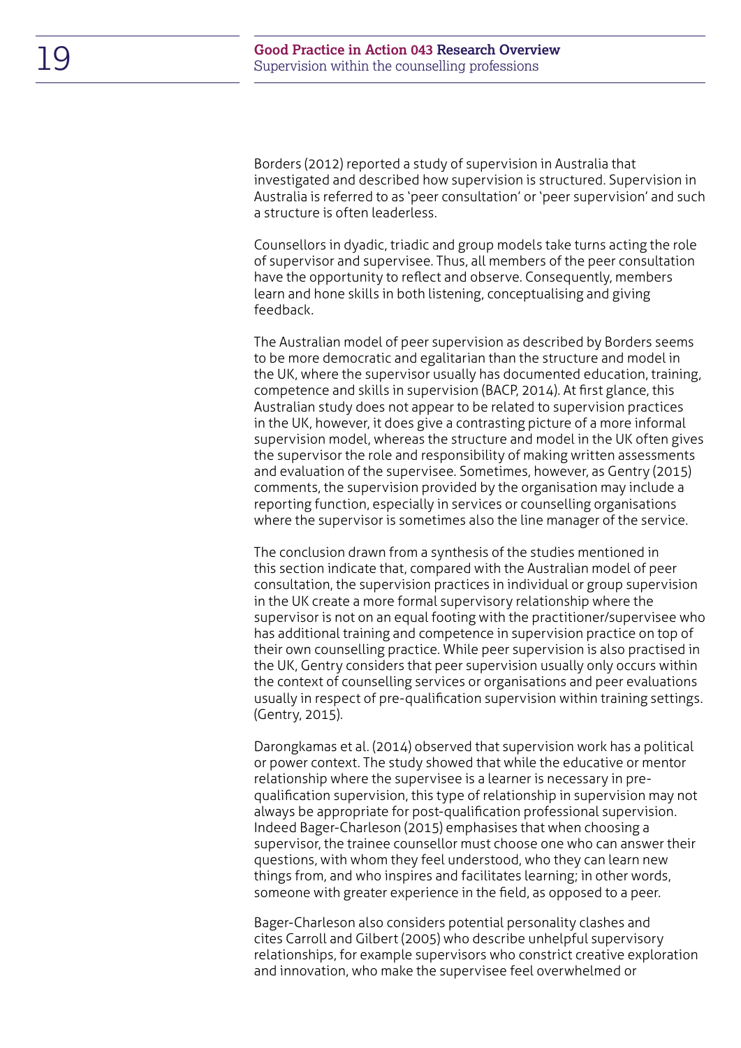Borders (2012) reported a study of supervision in Australia that investigated and described how supervision is structured. Supervision in Australia is referred to as 'peer consultation' or 'peer supervision' and such a structure is often leaderless.

Counsellors in dyadic, triadic and group models take turns acting the role of supervisor and supervisee. Thus, all members of the peer consultation have the opportunity to reflect and observe. Consequently, members learn and hone skills in both listening, conceptualising and giving feedback.

The Australian model of peer supervision as described by Borders seems to be more democratic and egalitarian than the structure and model in the UK, where the supervisor usually has documented education, training, competence and skills in supervision (BACP, 2014). At first glance, this Australian study does not appear to be related to supervision practices in the UK, however, it does give a contrasting picture of a more informal supervision model, whereas the structure and model in the UK often gives the supervisor the role and responsibility of making written assessments and evaluation of the supervisee. Sometimes, however, as Gentry (2015) comments, the supervision provided by the organisation may include a reporting function, especially in services or counselling organisations where the supervisor is sometimes also the line manager of the service.

The conclusion drawn from a synthesis of the studies mentioned in this section indicate that, compared with the Australian model of peer consultation, the supervision practices in individual or group supervision in the UK create a more formal supervisory relationship where the supervisor is not on an equal footing with the practitioner/supervisee who has additional training and competence in supervision practice on top of their own counselling practice. While peer supervision is also practised in the UK, Gentry considers that peer supervision usually only occurs within the context of counselling services or organisations and peer evaluations usually in respect of pre-qualification supervision within training settings. (Gentry, 2015).

Darongkamas et al. (2014) observed that supervision work has a political or power context. The study showed that while the educative or mentor relationship where the supervisee is a learner is necessary in pre-qualification supervision, this type of relationship in supervision may not always be appropriate for post-qualification professional supervision. Indeed Bager-Charleson (2015) emphasises that when choosing a supervisor, the trainee counsellor must choose one who can answer their questions, with whom they feel understood, who they can learn new things from, and who inspires and facilitates learning; in other words, someone with greater experience in the field, as opposed to a peer.

Bager-Charleson also considers potential personality clashes and cites Carroll and Gilbert (2005) who describe unhelpful supervisory relationships, for example supervisors who constrict creative exploration and innovation, who make the supervisee feel overwhelmed or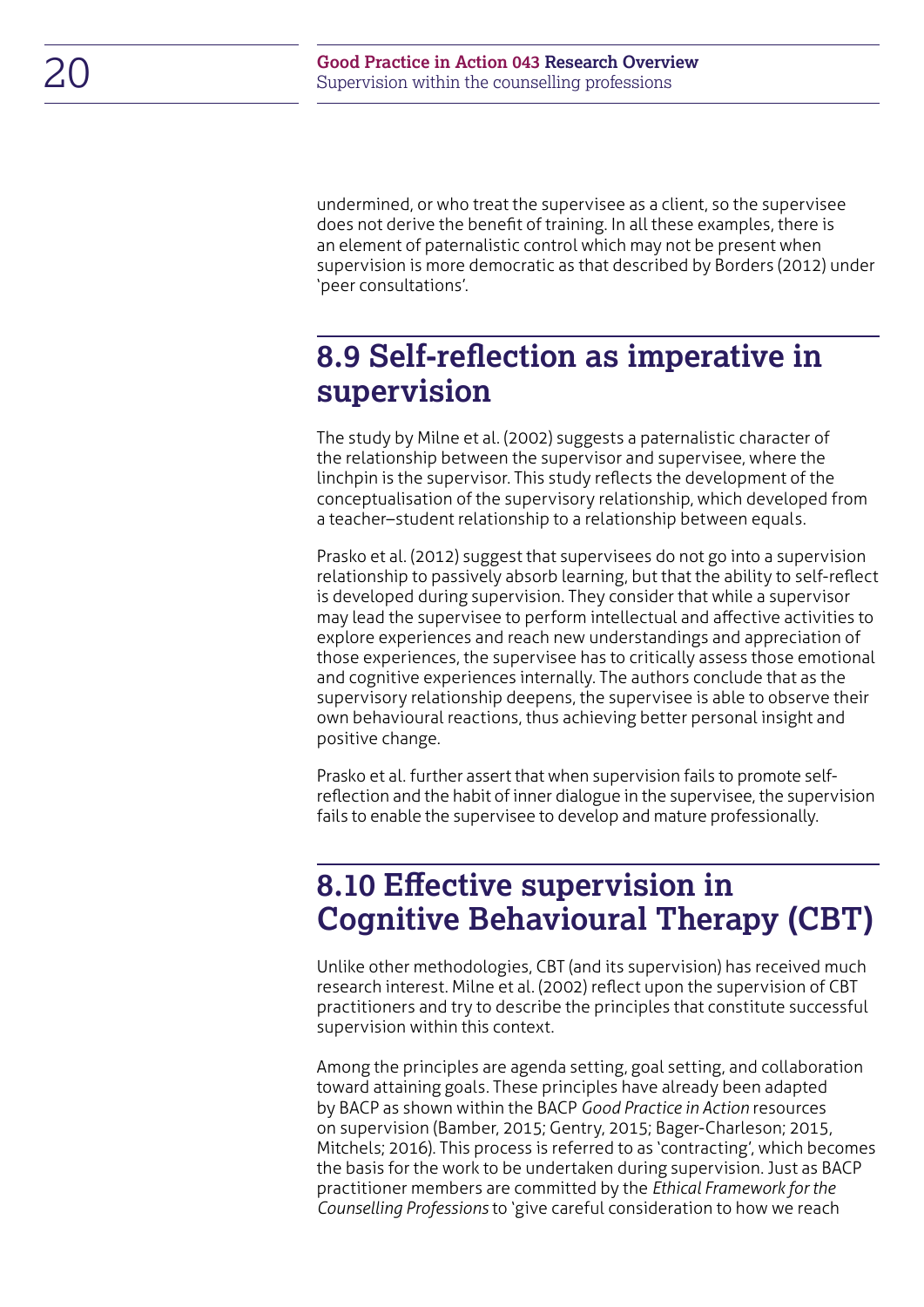undermined, or who treat the supervisee as a client, so the supervisee does not derive the benefit of training. In all these examples, there is an element of paternalistic control which may not be present when supervision is more democratic as that described by Borders (2012) under 'peer consultations'.

## 8.9 Self-reflection as imperative in supervision

The study by Milne et al. (2002) suggests a paternalistic character of the relationship between the supervisor and supervisee, where the linchpin is the supervisor. This study reflects the development of the conceptualisation of the supervisory relationship, which developed from a teacher–student relationship to a relationship between equals.

Prasko et al. (2012) suggest that supervisees do not go into a supervision relationship to passively absorb learning, but that the ability to self-reflect is developed during supervision. They consider that while a supervisor may lead the supervisee to perform intellectual and affective activities to explore experiences and reach new understandings and appreciation of those experiences, the supervisee has to critically assess those emotional and cognitive experiences internally. The authors conclude that as the supervisory relationship deepens, the supervisee is able to observe their own behavioural reactions, thus achieving better personal insight and positive change.

Prasko et al. further assert that when supervision fails to promote self-reflection and the habit of inner dialogue in the supervisee, the supervision fails to enable the supervisee to develop and mature professionally.

## 8.10 Effective supervision in Cognitive Behavioural Therapy (CBT)

Unlike other methodologies, CBT (and its supervision) has received much research interest. Milne et al. (2002) reflect upon the supervision of CBT practitioners and try to describe the principles that constitute successful supervision within this context.

Among the principles are agenda setting, goal setting, and collaboration toward attaining goals. These principles have already been adapted by BACP as shown within the BACP *Good Practice in Action* resources on supervision (Bamber, 2015; Gentry, 2015; Bager-Charleson; 2015, Mitchels; 2016). This process is referred to as 'contracting', which becomes the basis for the work to be undertaken during supervision. Just as BACP practitioner members are committed by the *Ethical Framework for the Counselling Professions* to 'give careful consideration to how we reach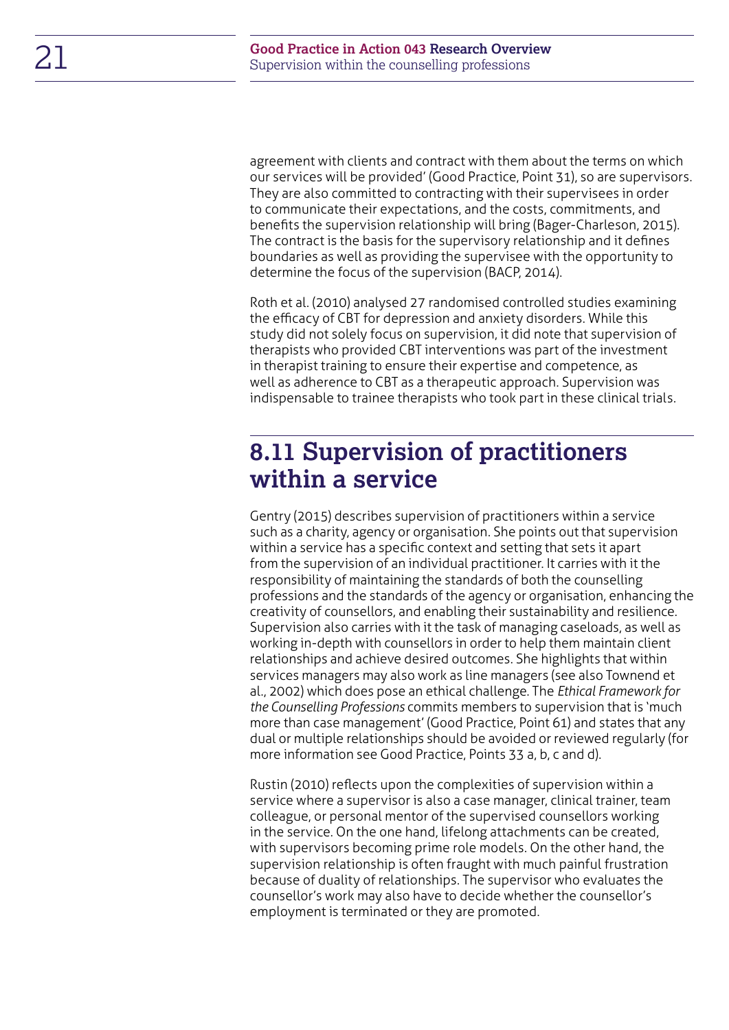agreement with clients and contract with them about the terms on which our services will be provided' (Good Practice, Point 31), so are supervisors. They are also committed to contracting with their supervisees in order to communicate their expectations, and the costs, commitments, and benefits the supervision relationship will bring (Bager-Charleson, 2015). The contract is the basis for the supervisory relationship and it defines boundaries as well as providing the supervisee with the opportunity to determine the focus of the supervision (BACP, 2014).

Roth et al. (2010) analysed 27 randomised controlled studies examining the efficacy of CBT for depression and anxiety disorders. While this study did not solely focus on supervision, it did note that supervision of therapists who provided CBT interventions was part of the investment in therapist training to ensure their expertise and competence, as well as adherence to CBT as a therapeutic approach. Supervision was indispensable to trainee therapists who took part in these clinical trials.

## 8.11 Supervision of practitioners within a service

Gentry (2015) describes supervision of practitioners within a service such as a charity, agency or organisation. She points out that supervision within a service has a specific context and setting that sets it apart from the supervision of an individual practitioner. It carries with it the responsibility of maintaining the standards of both the counselling professions and the standards of the agency or organisation, enhancing the creativity of counsellors, and enabling their sustainability and resilience. Supervision also carries with it the task of managing caseloads, as well as working in-depth with counsellors in order to help them maintain client relationships and achieve desired outcomes. She highlights that within services managers may also work as line managers (see also Townend et al., 2002) which does pose an ethical challenge. The *Ethical Framework for the Counselling Professions* commits members to supervision that is 'much more than case management' (Good Practice, Point 61) and states that any dual or multiple relationships should be avoided or reviewed regularly (for more information see Good Practice, Points 33 a, b, c and d).

Rustin (2010) reflects upon the complexities of supervision within a service where a supervisor is also a case manager, clinical trainer, team colleague, or personal mentor of the supervised counsellors working in the service. On the one hand, lifelong attachments can be created, with supervisors becoming prime role models. On the other hand, the supervision relationship is often fraught with much painful frustration because of duality of relationships. The supervisor who evaluates the counsellor's work may also have to decide whether the counsellor's employment is terminated or they are promoted.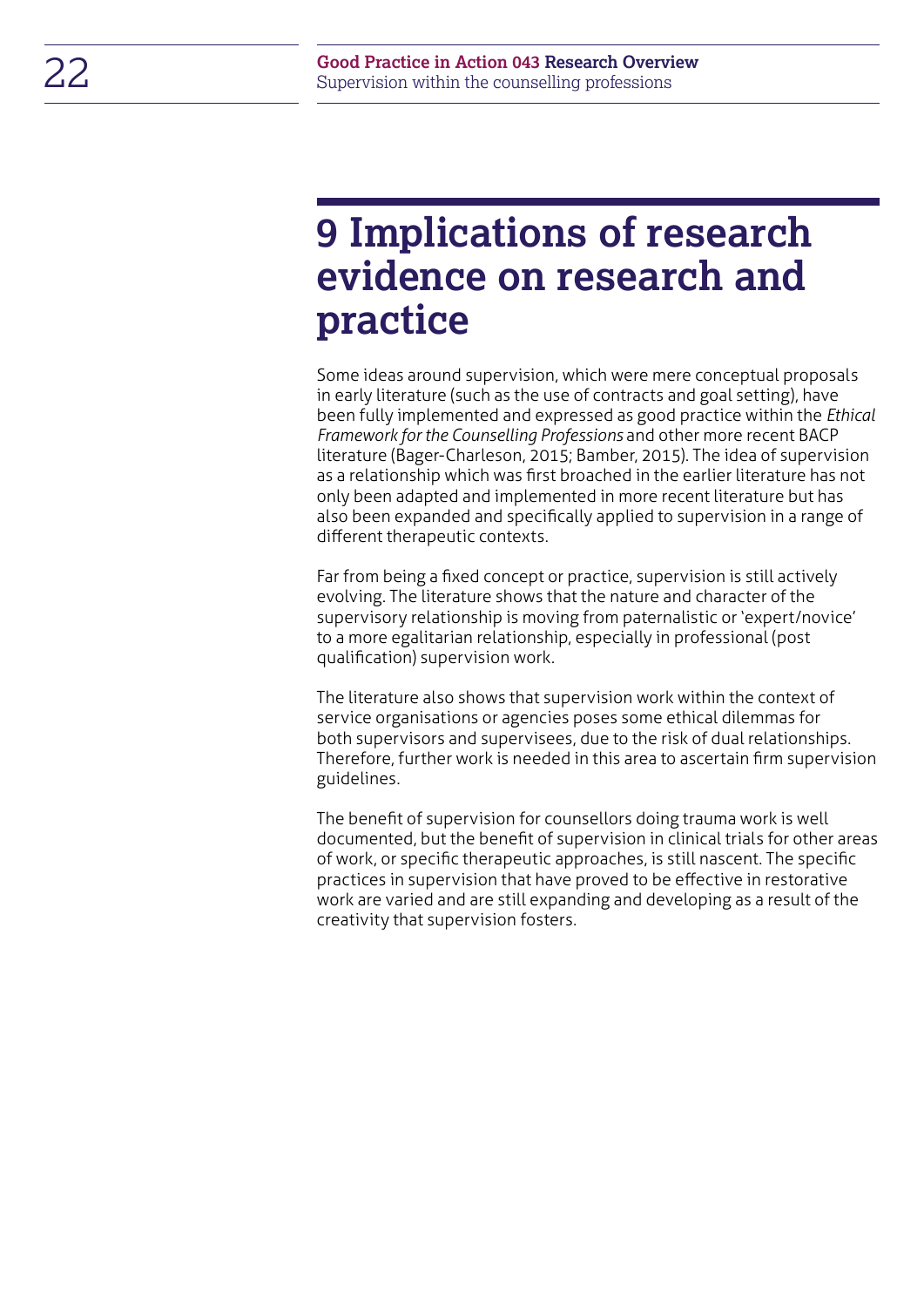# 9 Implications of research evidence on research and practice

Some ideas around supervision, which were mere conceptual proposals in early literature (such as the use of contracts and goal setting), have been fully implemented and expressed as good practice within the *Ethical Framework for the Counselling Professions* and other more recent BACP literature (Bager-Charleson, 2015; Bamber, 2015). The idea of supervision as a relationship which was first broached in the earlier literature has not only been adapted and implemented in more recent literature but has also been expanded and specifically applied to supervision in a range of different therapeutic contexts.

Far from being a fixed concept or practice, supervision is still actively evolving. The literature shows that the nature and character of the supervisory relationship is moving from paternalistic or 'expert/novice' to a more egalitarian relationship, especially in professional (post qualification) supervision work.

The literature also shows that supervision work within the context of service organisations or agencies poses some ethical dilemmas for both supervisors and supervisees, due to the risk of dual relationships. Therefore, further work is needed in this area to ascertain firm supervision guidelines.

The benefit of supervision for counsellors doing trauma work is well documented, but the benefit of supervision in clinical trials for other areas of work, or specific therapeutic approaches, is still nascent. The specific practices in supervision that have proved to be effective in restorative work are varied and are still expanding and developing as a result of the creativity that supervision fosters.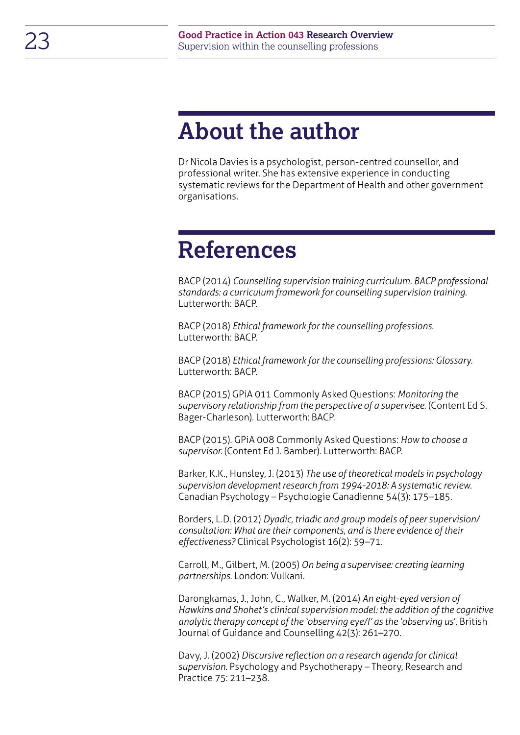# About the author

Dr Nicola Davies is a psychologist, person-centred counsellor, and professional writer. She has extensive experience in conducting systematic reviews for the Department of Health and other government organisations.

# References

BACP (2014) *Counselling supervision training curriculum. BACP professional standards: a curriculum framework for counselling supervision training.* Lutterworth: BACP.

BACP (2018) *Ethical framework for the counselling professions.* Lutterworth: BACP.

BACP (2018) *Ethical framework for the counselling professions: Glossary.* Lutterworth: BACP.

BACP (2015) GPiA 011 Commonly Asked Questions: *Monitoring the supervisory relationship from the perspective of a supervisee.* (Content Ed S. Bager-Charleson). Lutterworth: BACP.

BACP (2015). GPiA 008 Commonly Asked Questions: *How to choose a supervisor.* (Content Ed J. Bamber). Lutterworth: BACP.

Barker, K.K., Hunsley, J. (2013) *The use of theoretical models in psychology supervision development research from 1994-2018: A systematic review.* Canadian Psychology – Psychologie Canadienne 54(3): 175–185.

Borders, L.D. (2012) *Dyadic, triadic and group models of peer supervision/consultation: What are their components, and is there evidence of their effectiveness?* Clinical Psychologist 16(2): 59–71.

Carroll, M., Gilbert, M. (2005) *On being a supervisee: creating learning partnerships.* London: Vulkani.

Darongkamas, J., John, C., Walker, M. (2014) *An eight-eyed version of Hawkins and Shohet's clinical supervision model: the addition of the cognitive analytic therapy concept of the 'observing eye/I' as the 'observing us'.* British Journal of Guidance and Counselling 42(3): 261–270.

Davy, J. (2002) *Discursive reflection on a research agenda for clinical supervision.* Psychology and Psychotherapy – Theory, Research and Practice 75: 211–238.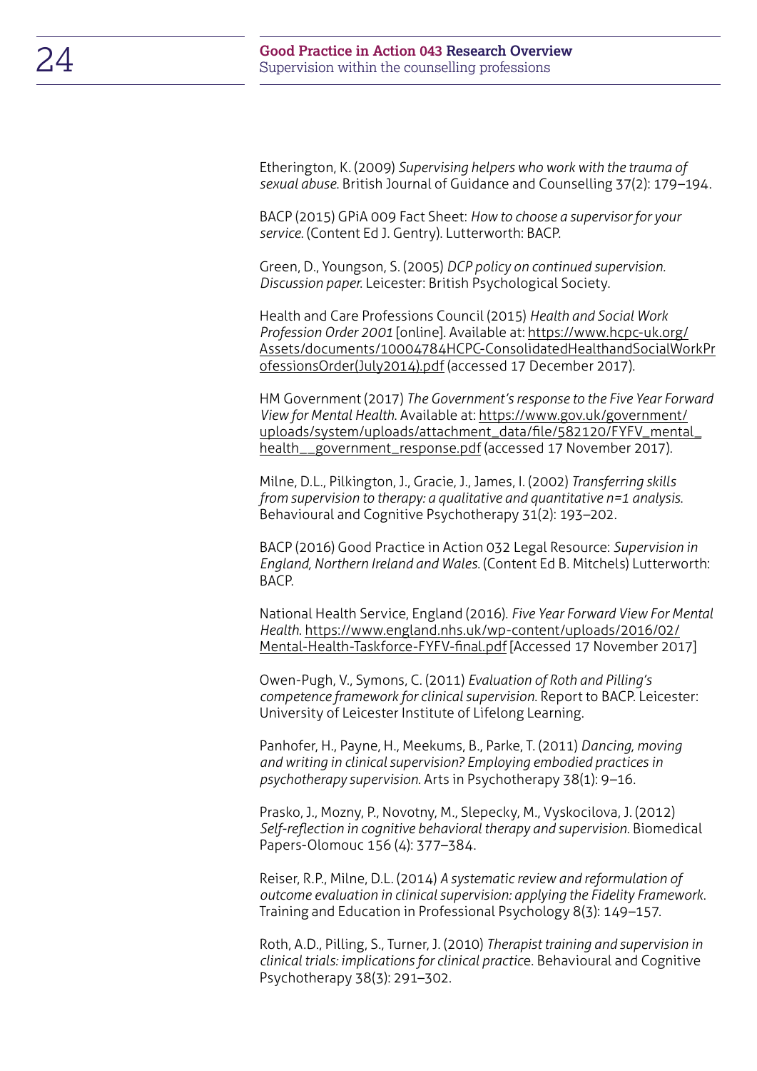Etherington, K. (2009) *Supervising helpers who work with the trauma of sexual abuse.* British Journal of Guidance and Counselling 37(2): 179–194.

BACP (2015) GPiA 009 Fact Sheet: *How to choose a supervisor for your service.* (Content Ed J. Gentry). Lutterworth: BACP.

Green, D., Youngson, S. (2005) *DCP policy on continued supervision. Discussion paper.* Leicester: British Psychological Society.

Health and Care Professions Council (2015) *Health and Social Work Profession Order 2001* [online]. Available at: https://www.hcpc-uk.org/Assets/documents/10004784HCPC-ConsolidatedHealthandSocialWorkProfessionsOrder(July2014).pdf (accessed 17 December 2017).

HM Government (2017) *The Government's response to the Five Year Forward View for Mental Health.* Available at: https://www.gov.uk/government/uploads/system/uploads/attachment_data/file/582120/FYFV_mental_health__government_response.pdf (accessed 17 November 2017).

Milne, D.L., Pilkington, J., Gracie, J., James, I. (2002) *Transferring skills from supervision to therapy: a qualitative and quantitative n=1 analysis.* Behavioural and Cognitive Psychotherapy 31(2): 193–202.

BACP (2016) Good Practice in Action 032 Legal Resource: *Supervision in England, Northern Ireland and Wales.* (Content Ed B. Mitchels) Lutterworth: BACP.

National Health Service, England (2016). *Five Year Forward View For Mental Health.* https://www.england.nhs.uk/wp-content/uploads/2016/02/Mental-Health-Taskforce-FYFV-final.pdf [Accessed 17 November 2017]

Owen-Pugh, V., Symons, C. (2011) *Evaluation of Roth and Pilling's competence framework for clinical supervision.* Report to BACP. Leicester: University of Leicester Institute of Lifelong Learning.

Panhofer, H., Payne, H., Meekums, B., Parke, T. (2011) *Dancing, moving and writing in clinical supervision? Employing embodied practices in psychotherapy supervision.* Arts in Psychotherapy 38(1): 9–16.

Prasko, J., Mozny, P., Novotny, M., Slepecky, M., Vyskocilova, J. (2012) *Self-reflection in cognitive behavioral therapy and supervision.* Biomedical Papers-Olomouc 156 (4): 377–384.

Reiser, R.P., Milne, D.L. (2014) *A systematic review and reformulation of outcome evaluation in clinical supervision: applying the Fidelity Framework.* Training and Education in Professional Psychology 8(3): 149–157.

Roth, A.D., Pilling, S., Turner, J. (2010) *Therapist training and supervision in clinical trials: implications for clinical practice.* Behavioural and Cognitive Psychotherapy 38(3): 291–302.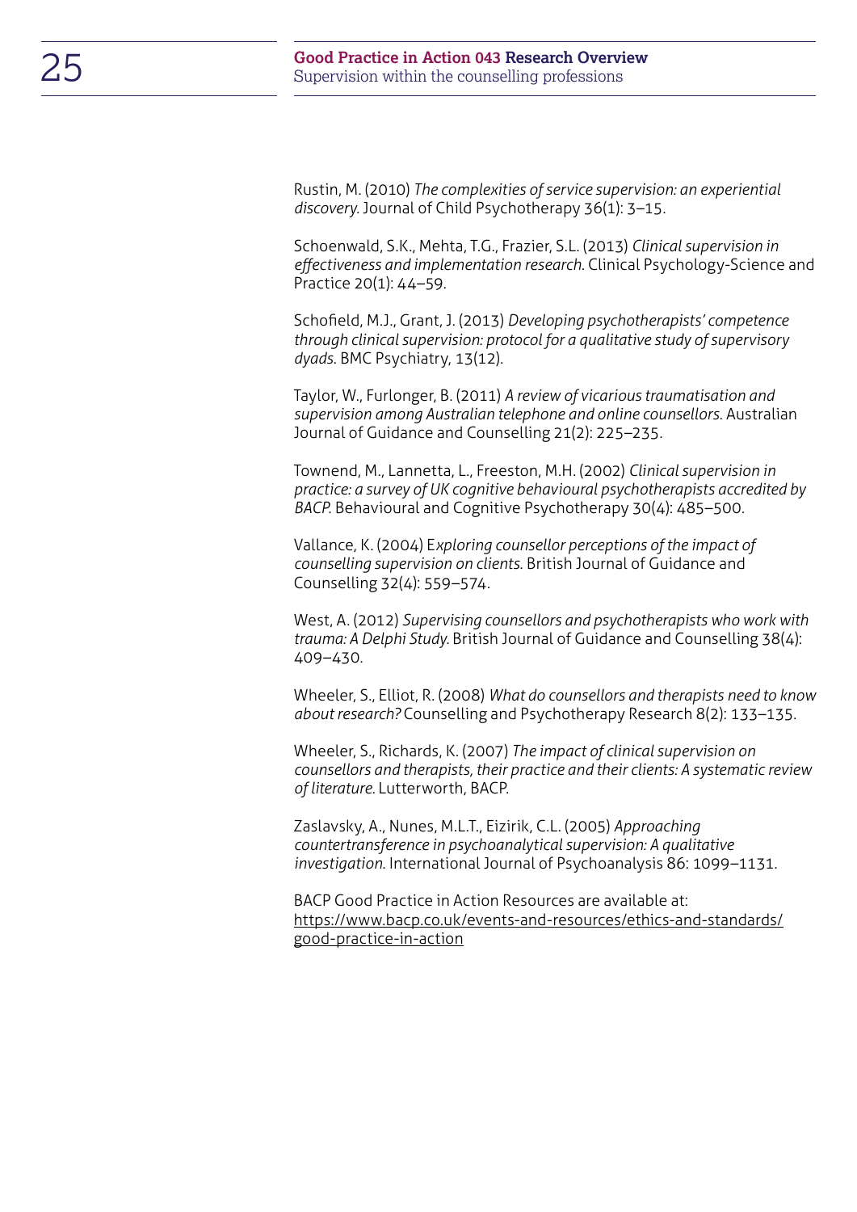Rustin, M. (2010) *The complexities of service supervision: an experiential discovery.* Journal of Child Psychotherapy 36(1): 3–15.

Schoenwald, S.K., Mehta, T.G., Frazier, S.L. (2013) *Clinical supervision in effectiveness and implementation research.* Clinical Psychology-Science and Practice 20(1): 44–59.

Schofield, M.J., Grant, J. (2013) *Developing psychotherapists' competence through clinical supervision: protocol for a qualitative study of supervisory dyads.* BMC Psychiatry, 13(12).

Taylor, W., Furlonger, B. (2011) *A review of vicarious traumatisation and supervision among Australian telephone and online counsellors.* Australian Journal of Guidance and Counselling 21(2): 225–235.

Townend, M., Lannetta, L., Freeston, M.H. (2002) *Clinical supervision in practice: a survey of UK cognitive behavioural psychotherapists accredited by BACP.* Behavioural and Cognitive Psychotherapy 30(4): 485–500.

Vallance, K. (2004) E*xploring counsellor perceptions of the impact of counselling supervision on clients.* British Journal of Guidance and Counselling 32(4): 559–574.

West, A. (2012) *Supervising counsellors and psychotherapists who work with trauma: A Delphi Study.* British Journal of Guidance and Counselling 38(4): 409–430.

Wheeler, S., Elliot, R. (2008) *What do counsellors and therapists need to know about research?* Counselling and Psychotherapy Research 8(2): 133–135.

Wheeler, S., Richards, K. (2007) *The impact of clinical supervision on counsellors and therapists, their practice and their clients: A systematic review of literature.* Lutterworth, BACP.

Zaslavsky, A., Nunes, M.L.T., Eizirik, C.L. (2005) *Approaching countertransference in psychoanalytical supervision: A qualitative investigation.* International Journal of Psychoanalysis 86: 1099–1131.

BACP Good Practice in Action Resources are available at: https://www.bacp.co.uk/events-and-resources/ethics-and-standards/good-practice-in-action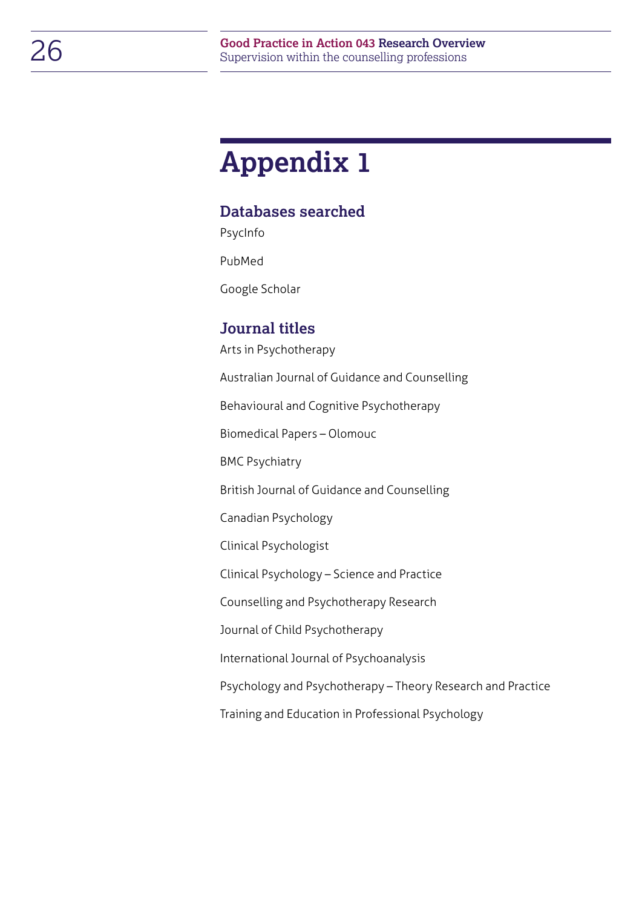# Appendix 1

## Databases searched

PsycInfo

PubMed

Google Scholar

## Journal titles

Arts in Psychotherapy

Australian Journal of Guidance and Counselling

Behavioural and Cognitive Psychotherapy

Biomedical Papers – Olomouc

BMC Psychiatry

British Journal of Guidance and Counselling

Canadian Psychology

Clinical Psychologist

Clinical Psychology – Science and Practice

Counselling and Psychotherapy Research

Journal of Child Psychotherapy

International Journal of Psychoanalysis

Psychology and Psychotherapy – Theory Research and Practice

Training and Education in Professional Psychology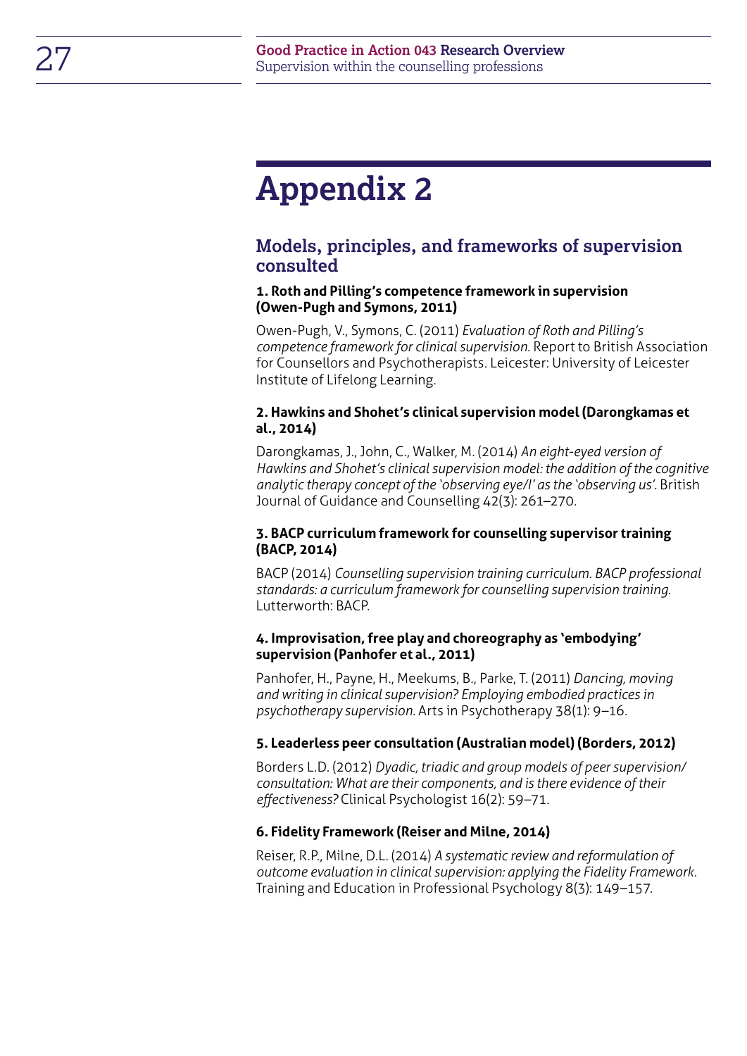# Appendix 2

## Models, principles, and frameworks of supervision consulted

**1. Roth and Pilling's competence framework in supervision (Owen-Pugh and Symons, 2011)**

Owen-Pugh, V., Symons, C. (2011) *Evaluation of Roth and Pilling's competence framework for clinical supervision.* Report to British Association for Counsellors and Psychotherapists. Leicester: University of Leicester Institute of Lifelong Learning.

**2. Hawkins and Shohet's clinical supervision model (Darongkamas et al., 2014)**

Darongkamas, J., John, C., Walker, M. (2014) *An eight-eyed version of Hawkins and Shohet's clinical supervision model: the addition of the cognitive analytic therapy concept of the 'observing eye/I' as the 'observing us'.* British Journal of Guidance and Counselling 42(3): 261–270.

**3. BACP curriculum framework for counselling supervisor training (BACP, 2014)**

BACP (2014) *Counselling supervision training curriculum. BACP professional standards: a curriculum framework for counselling supervision training.* Lutterworth: BACP.

**4. Improvisation, free play and choreography as 'embodying' supervision (Panhofer et al., 2011)**

Panhofer, H., Payne, H., Meekums, B., Parke, T. (2011) *Dancing, moving and writing in clinical supervision? Employing embodied practices in psychotherapy supervision.* Arts in Psychotherapy 38(1): 9–16.

**5. Leaderless peer consultation (Australian model) (Borders, 2012)**

Borders L.D. (2012) *Dyadic, triadic and group models of peer supervision/consultation: What are their components, and is there evidence of their effectiveness?* Clinical Psychologist 16(2): 59–71.

**6. Fidelity Framework (Reiser and Milne, 2014)**

Reiser, R.P., Milne, D.L. (2014) *A systematic review and reformulation of outcome evaluation in clinical supervision: applying the Fidelity Framework.* Training and Education in Professional Psychology 8(3): 149–157.